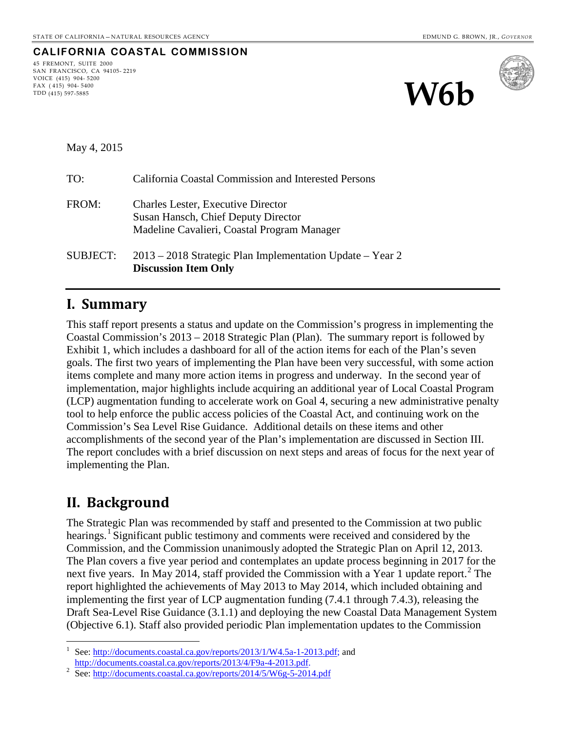STATE OF CALIFORNIA – NATURAL RESOURCES AGENCY

EDMUND G. BROWN, JR., *GOVERNOR*

**CALIFORNIA COASTAL COMMISSION**

45 FREMONT, SUITE 2000
SAN FRANCISCO, CA 94105- 2219
VOICE (415) 904- 5200
FAX ( 415) 904- 5400
TDD (415) 597-5885

# W6b

May 4, 2015

TO: California Coastal Commission and Interested Persons

FROM: Charles Lester, Executive Director
Susan Hansch, Chief Deputy Director
Madeline Cavalieri, Coastal Program Manager

SUBJECT: 2013 – 2018 Strategic Plan Implementation Update – Year 2
**Discussion Item Only**

## I. Summary

This staff report presents a status and update on the Commission's progress in implementing the Coastal Commission's 2013 – 2018 Strategic Plan (Plan). The summary report is followed by Exhibit 1, which includes a dashboard for all of the action items for each of the Plan's seven goals. The first two years of implementing the Plan have been very successful, with some action items complete and many more action items in progress and underway. In the second year of implementation, major highlights include acquiring an additional year of Local Coastal Program (LCP) augmentation funding to accelerate work on Goal 4, securing a new administrative penalty tool to help enforce the public access policies of the Coastal Act, and continuing work on the Commission's Sea Level Rise Guidance. Additional details on these items and other accomplishments of the second year of the Plan's implementation are discussed in Section III. The report concludes with a brief discussion on next steps and areas of focus for the next year of implementing the Plan.

## II. Background

The Strategic Plan was recommended by staff and presented to the Commission at two public hearings.[1] Significant public testimony and comments were received and considered by the Commission, and the Commission unanimously adopted the Strategic Plan on April 12, 2013. The Plan covers a five year period and contemplates an update process beginning in 2017 for the next five years. In May 2014, staff provided the Commission with a Year 1 update report.[2] The report highlighted the achievements of May 2013 to May 2014, which included obtaining and implementing the first year of LCP augmentation funding (7.4.1 through 7.4.3), releasing the Draft Sea-Level Rise Guidance (3.1.1) and deploying the new Coastal Data Management System (Objective 6.1). Staff also provided periodic Plan implementation updates to the Commission

---

[1] See: http://documents.coastal.ca.gov/reports/2013/1/W4.5a-1-2013.pdf; and http://documents.coastal.ca.gov/reports/2013/4/F9a-4-2013.pdf.

[2] See: http://documents.coastal.ca.gov/reports/2014/5/W6g-5-2014.pdf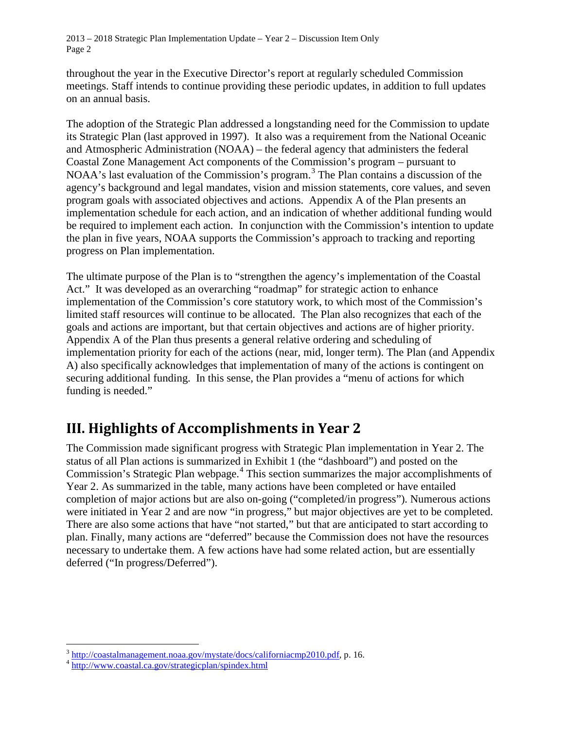throughout the year in the Executive Director's report at regularly scheduled Commission meetings. Staff intends to continue providing these periodic updates, in addition to full updates on an annual basis.

The adoption of the Strategic Plan addressed a longstanding need for the Commission to update its Strategic Plan (last approved in 1997). It also was a requirement from the National Oceanic and Atmospheric Administration (NOAA) – the federal agency that administers the federal Coastal Zone Management Act components of the Commission's program – pursuant to NOAA's last evaluation of the Commission's program.[3] The Plan contains a discussion of the agency's background and legal mandates, vision and mission statements, core values, and seven program goals with associated objectives and actions. Appendix A of the Plan presents an implementation schedule for each action, and an indication of whether additional funding would be required to implement each action. In conjunction with the Commission's intention to update the plan in five years, NOAA supports the Commission's approach to tracking and reporting progress on Plan implementation.

The ultimate purpose of the Plan is to "strengthen the agency's implementation of the Coastal Act." It was developed as an overarching "roadmap" for strategic action to enhance implementation of the Commission's core statutory work, to which most of the Commission's limited staff resources will continue to be allocated. The Plan also recognizes that each of the goals and actions are important, but that certain objectives and actions are of higher priority. Appendix A of the Plan thus presents a general relative ordering and scheduling of implementation priority for each of the actions (near, mid, longer term). The Plan (and Appendix A) also specifically acknowledges that implementation of many of the actions is contingent on securing additional funding. In this sense, the Plan provides a "menu of actions for which funding is needed."

# III. Highlights of Accomplishments in Year 2

The Commission made significant progress with Strategic Plan implementation in Year 2. The status of all Plan actions is summarized in Exhibit 1 (the "dashboard") and posted on the Commission's Strategic Plan webpage.[4] This section summarizes the major accomplishments of Year 2. As summarized in the table, many actions have been completed or have entailed completion of major actions but are also on-going ("completed/in progress"). Numerous actions were initiated in Year 2 and are now "in progress," but major objectives are yet to be completed. There are also some actions that have "not started," but that are anticipated to start according to plan. Finally, many actions are "deferred" because the Commission does not have the resources necessary to undertake them. A few actions have had some related action, but are essentially deferred ("In progress/Deferred").

---

[3] http://coastalmanagement.noaa.gov/mystate/docs/californiacmp2010.pdf, p. 16.

[4] http://www.coastal.ca.gov/strategicplan/spindex.html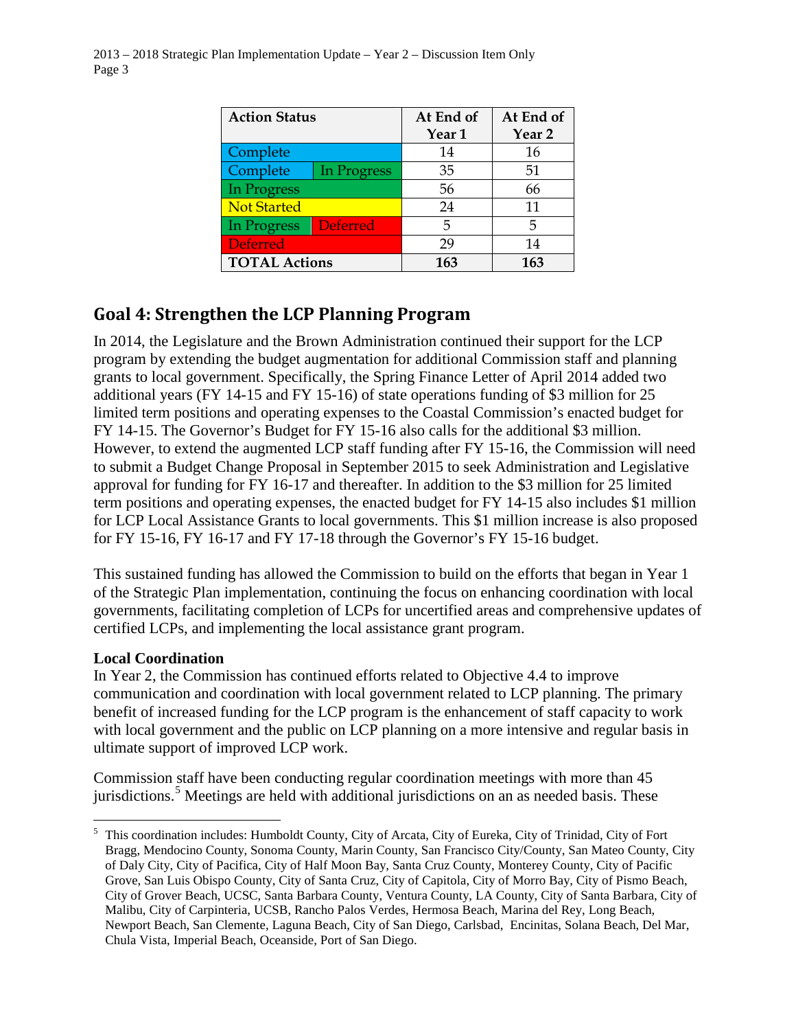| Action Status | | At End of Year 1 | At End of Year 2 |
|---|---|---|---|
| Complete | | 14 | 16 |
| Complete | In Progress | 35 | 51 |
| In Progress | | 56 | 66 |
| Not Started | | 24 | 11 |
| In Progress | Deferred | 5 | 5 |
| Deferred | | 29 | 14 |
| **TOTAL Actions** | | **163** | **163** |

## Goal 4: Strengthen the LCP Planning Program

In 2014, the Legislature and the Brown Administration continued their support for the LCP program by extending the budget augmentation for additional Commission staff and planning grants to local government. Specifically, the Spring Finance Letter of April 2014 added two additional years (FY 14-15 and FY 15-16) of state operations funding of $3 million for 25 limited term positions and operating expenses to the Coastal Commission's enacted budget for FY 14-15. The Governor's Budget for FY 15-16 also calls for the additional $3 million. However, to extend the augmented LCP staff funding after FY 15-16, the Commission will need to submit a Budget Change Proposal in September 2015 to seek Administration and Legislative approval for funding for FY 16-17 and thereafter. In addition to the $3 million for 25 limited term positions and operating expenses, the enacted budget for FY 14-15 also includes $1 million for LCP Local Assistance Grants to local governments. This $1 million increase is also proposed for FY 15-16, FY 16-17 and FY 17-18 through the Governor's FY 15-16 budget.

This sustained funding has allowed the Commission to build on the efforts that began in Year 1 of the Strategic Plan implementation, continuing the focus on enhancing coordination with local governments, facilitating completion of LCPs for uncertified areas and comprehensive updates of certified LCPs, and implementing the local assistance grant program.

**Local Coordination**

In Year 2, the Commission has continued efforts related to Objective 4.4 to improve communication and coordination with local government related to LCP planning. The primary benefit of increased funding for the LCP program is the enhancement of staff capacity to work with local government and the public on LCP planning on a more intensive and regular basis in ultimate support of improved LCP work.

Commission staff have been conducting regular coordination meetings with more than 45 jurisdictions.[5] Meetings are held with additional jurisdictions on an as needed basis. These

---

[5] This coordination includes: Humboldt County, City of Arcata, City of Eureka, City of Trinidad, City of Fort Bragg, Mendocino County, Sonoma County, Marin County, San Francisco City/County, San Mateo County, City of Daly City, City of Pacifica, City of Half Moon Bay, Santa Cruz County, Monterey County, City of Pacific Grove, San Luis Obispo County, City of Santa Cruz, City of Capitola, City of Morro Bay, City of Pismo Beach, City of Grover Beach, UCSC, Santa Barbara County, Ventura County, LA County, City of Santa Barbara, City of Malibu, City of Carpinteria, UCSB, Rancho Palos Verdes, Hermosa Beach, Marina del Rey, Long Beach, Newport Beach, San Clemente, Laguna Beach, City of San Diego, Carlsbad, Encinitas, Solana Beach, Del Mar, Chula Vista, Imperial Beach, Oceanside, Port of San Diego.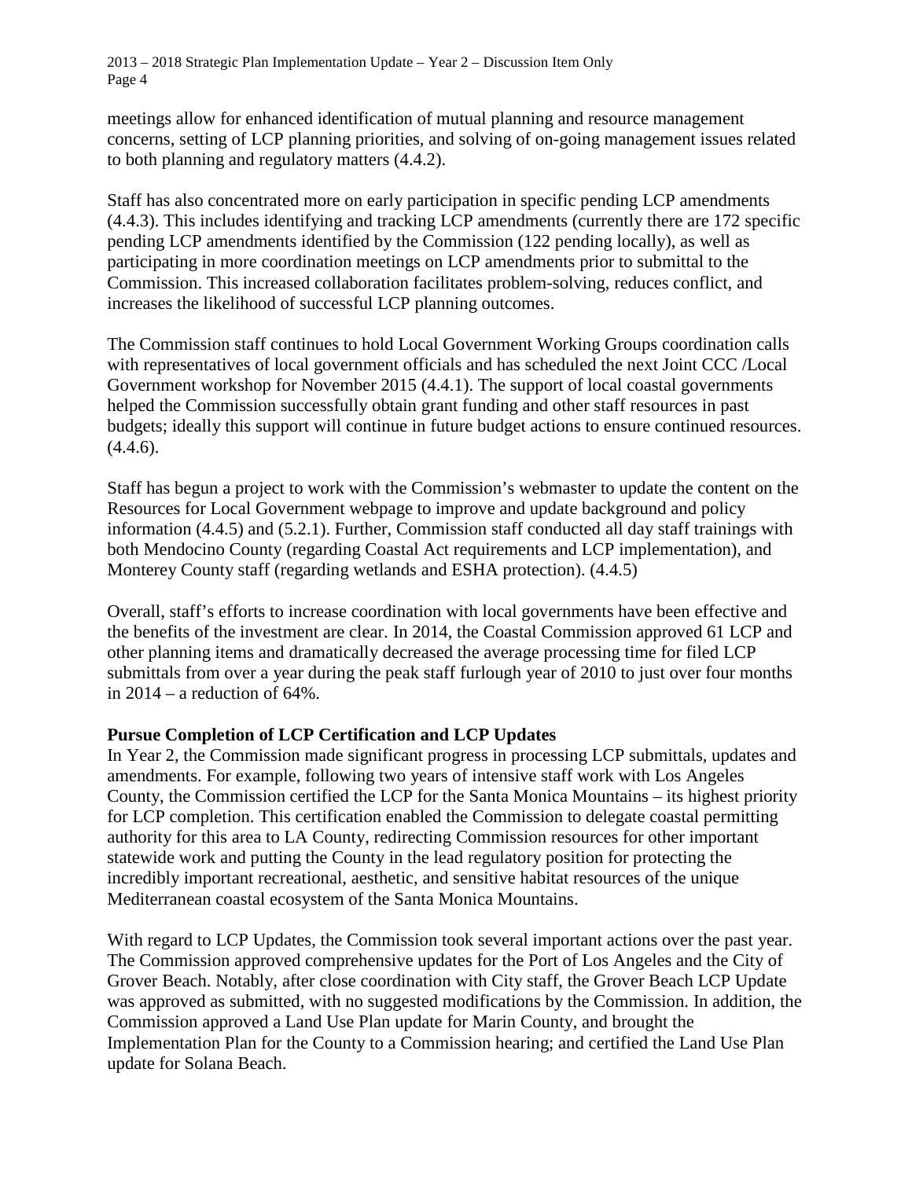meetings allow for enhanced identification of mutual planning and resource management concerns, setting of LCP planning priorities, and solving of on-going management issues related to both planning and regulatory matters (4.4.2).

Staff has also concentrated more on early participation in specific pending LCP amendments (4.4.3). This includes identifying and tracking LCP amendments (currently there are 172 specific pending LCP amendments identified by the Commission (122 pending locally), as well as participating in more coordination meetings on LCP amendments prior to submittal to the Commission. This increased collaboration facilitates problem-solving, reduces conflict, and increases the likelihood of successful LCP planning outcomes.

The Commission staff continues to hold Local Government Working Groups coordination calls with representatives of local government officials and has scheduled the next Joint CCC /Local Government workshop for November 2015 (4.4.1). The support of local coastal governments helped the Commission successfully obtain grant funding and other staff resources in past budgets; ideally this support will continue in future budget actions to ensure continued resources. (4.4.6).

Staff has begun a project to work with the Commission's webmaster to update the content on the Resources for Local Government webpage to improve and update background and policy information (4.4.5) and (5.2.1). Further, Commission staff conducted all day staff trainings with both Mendocino County (regarding Coastal Act requirements and LCP implementation), and Monterey County staff (regarding wetlands and ESHA protection). (4.4.5)

Overall, staff's efforts to increase coordination with local governments have been effective and the benefits of the investment are clear. In 2014, the Coastal Commission approved 61 LCP and other planning items and dramatically decreased the average processing time for filed LCP submittals from over a year during the peak staff furlough year of 2010 to just over four months in 2014 – a reduction of 64%.

**Pursue Completion of LCP Certification and LCP Updates**

In Year 2, the Commission made significant progress in processing LCP submittals, updates and amendments. For example, following two years of intensive staff work with Los Angeles County, the Commission certified the LCP for the Santa Monica Mountains – its highest priority for LCP completion. This certification enabled the Commission to delegate coastal permitting authority for this area to LA County, redirecting Commission resources for other important statewide work and putting the County in the lead regulatory position for protecting the incredibly important recreational, aesthetic, and sensitive habitat resources of the unique Mediterranean coastal ecosystem of the Santa Monica Mountains.

With regard to LCP Updates, the Commission took several important actions over the past year. The Commission approved comprehensive updates for the Port of Los Angeles and the City of Grover Beach. Notably, after close coordination with City staff, the Grover Beach LCP Update was approved as submitted, with no suggested modifications by the Commission. In addition, the Commission approved a Land Use Plan update for Marin County, and brought the Implementation Plan for the County to a Commission hearing; and certified the Land Use Plan update for Solana Beach.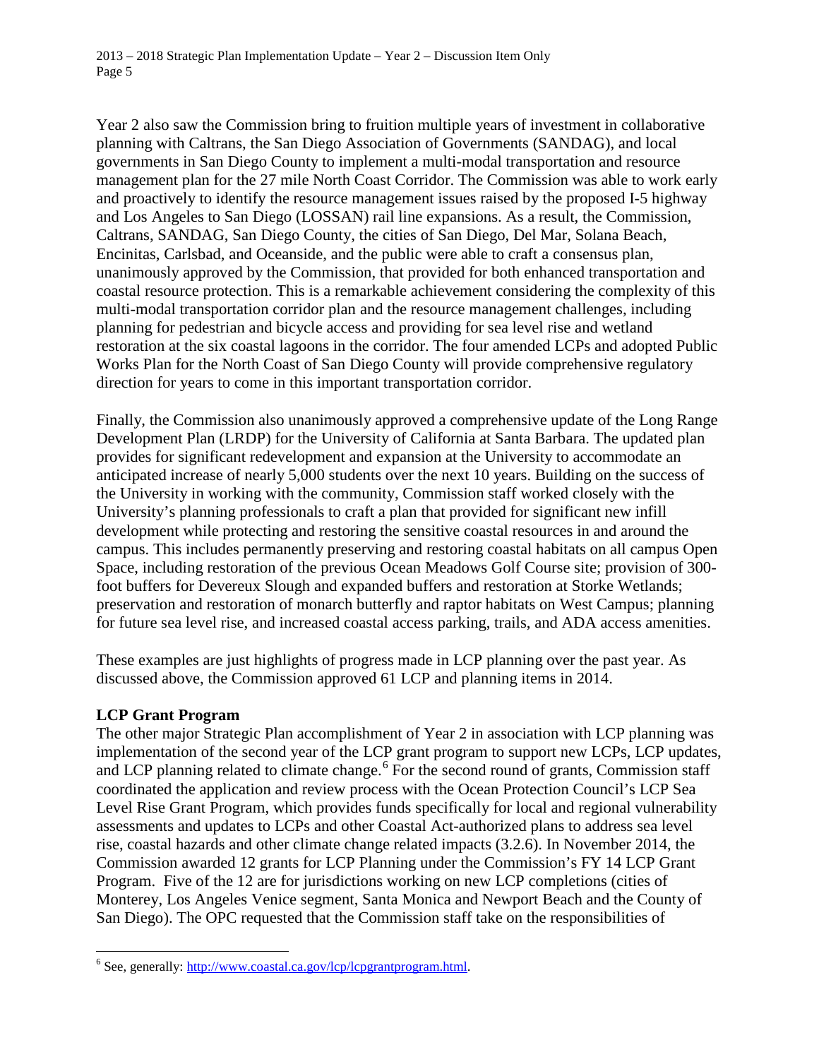Year 2 also saw the Commission bring to fruition multiple years of investment in collaborative planning with Caltrans, the San Diego Association of Governments (SANDAG), and local governments in San Diego County to implement a multi-modal transportation and resource management plan for the 27 mile North Coast Corridor. The Commission was able to work early and proactively to identify the resource management issues raised by the proposed I-5 highway and Los Angeles to San Diego (LOSSAN) rail line expansions. As a result, the Commission, Caltrans, SANDAG, San Diego County, the cities of San Diego, Del Mar, Solana Beach, Encinitas, Carlsbad, and Oceanside, and the public were able to craft a consensus plan, unanimously approved by the Commission, that provided for both enhanced transportation and coastal resource protection. This is a remarkable achievement considering the complexity of this multi-modal transportation corridor plan and the resource management challenges, including planning for pedestrian and bicycle access and providing for sea level rise and wetland restoration at the six coastal lagoons in the corridor. The four amended LCPs and adopted Public Works Plan for the North Coast of San Diego County will provide comprehensive regulatory direction for years to come in this important transportation corridor.

Finally, the Commission also unanimously approved a comprehensive update of the Long Range Development Plan (LRDP) for the University of California at Santa Barbara. The updated plan provides for significant redevelopment and expansion at the University to accommodate an anticipated increase of nearly 5,000 students over the next 10 years. Building on the success of the University in working with the community, Commission staff worked closely with the University's planning professionals to craft a plan that provided for significant new infill development while protecting and restoring the sensitive coastal resources in and around the campus. This includes permanently preserving and restoring coastal habitats on all campus Open Space, including restoration of the previous Ocean Meadows Golf Course site; provision of 300-foot buffers for Devereux Slough and expanded buffers and restoration at Storke Wetlands; preservation and restoration of monarch butterfly and raptor habitats on West Campus; planning for future sea level rise, and increased coastal access parking, trails, and ADA access amenities.

These examples are just highlights of progress made in LCP planning over the past year. As discussed above, the Commission approved 61 LCP and planning items in 2014.

**LCP Grant Program**

The other major Strategic Plan accomplishment of Year 2 in association with LCP planning was implementation of the second year of the LCP grant program to support new LCPs, LCP updates, and LCP planning related to climate change.[6] For the second round of grants, Commission staff coordinated the application and review process with the Ocean Protection Council's LCP Sea Level Rise Grant Program, which provides funds specifically for local and regional vulnerability assessments and updates to LCPs and other Coastal Act-authorized plans to address sea level rise, coastal hazards and other climate change related impacts (3.2.6). In November 2014, the Commission awarded 12 grants for LCP Planning under the Commission's FY 14 LCP Grant Program. Five of the 12 are for jurisdictions working on new LCP completions (cities of Monterey, Los Angeles Venice segment, Santa Monica and Newport Beach and the County of San Diego). The OPC requested that the Commission staff take on the responsibilities of

[6] See, generally: http://www.coastal.ca.gov/lcp/lcpgrantprogram.html.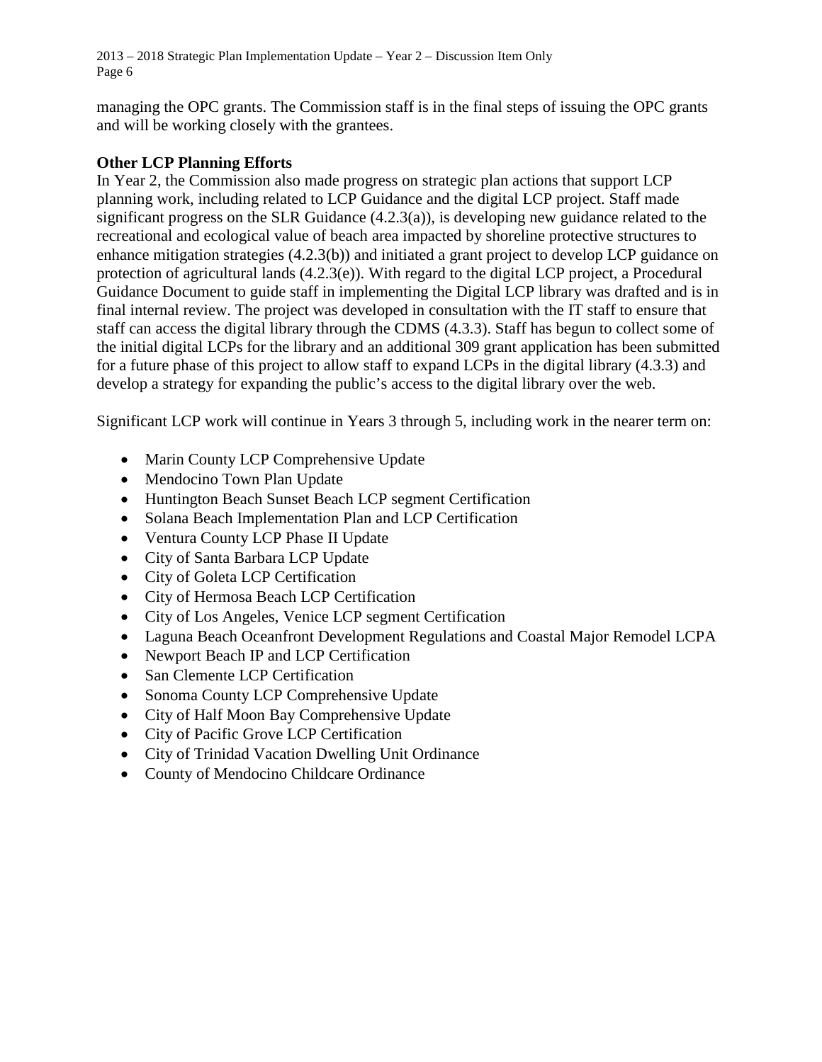managing the OPC grants. The Commission staff is in the final steps of issuing the OPC grants and will be working closely with the grantees.

**Other LCP Planning Efforts**

In Year 2, the Commission also made progress on strategic plan actions that support LCP planning work, including related to LCP Guidance and the digital LCP project. Staff made significant progress on the SLR Guidance (4.2.3(a)), is developing new guidance related to the recreational and ecological value of beach area impacted by shoreline protective structures to enhance mitigation strategies (4.2.3(b)) and initiated a grant project to develop LCP guidance on protection of agricultural lands (4.2.3(e)). With regard to the digital LCP project, a Procedural Guidance Document to guide staff in implementing the Digital LCP library was drafted and is in final internal review. The project was developed in consultation with the IT staff to ensure that staff can access the digital library through the CDMS (4.3.3). Staff has begun to collect some of the initial digital LCPs for the library and an additional 309 grant application has been submitted for a future phase of this project to allow staff to expand LCPs in the digital library (4.3.3) and develop a strategy for expanding the public's access to the digital library over the web.

Significant LCP work will continue in Years 3 through 5, including work in the nearer term on:

- Marin County LCP Comprehensive Update
- Mendocino Town Plan Update
- Huntington Beach Sunset Beach LCP segment Certification
- Solana Beach Implementation Plan and LCP Certification
- Ventura County LCP Phase II Update
- City of Santa Barbara LCP Update
- City of Goleta LCP Certification
- City of Hermosa Beach LCP Certification
- City of Los Angeles, Venice LCP segment Certification
- Laguna Beach Oceanfront Development Regulations and Coastal Major Remodel LCPA
- Newport Beach IP and LCP Certification
- San Clemente LCP Certification
- Sonoma County LCP Comprehensive Update
- City of Half Moon Bay Comprehensive Update
- City of Pacific Grove LCP Certification
- City of Trinidad Vacation Dwelling Unit Ordinance
- County of Mendocino Childcare Ordinance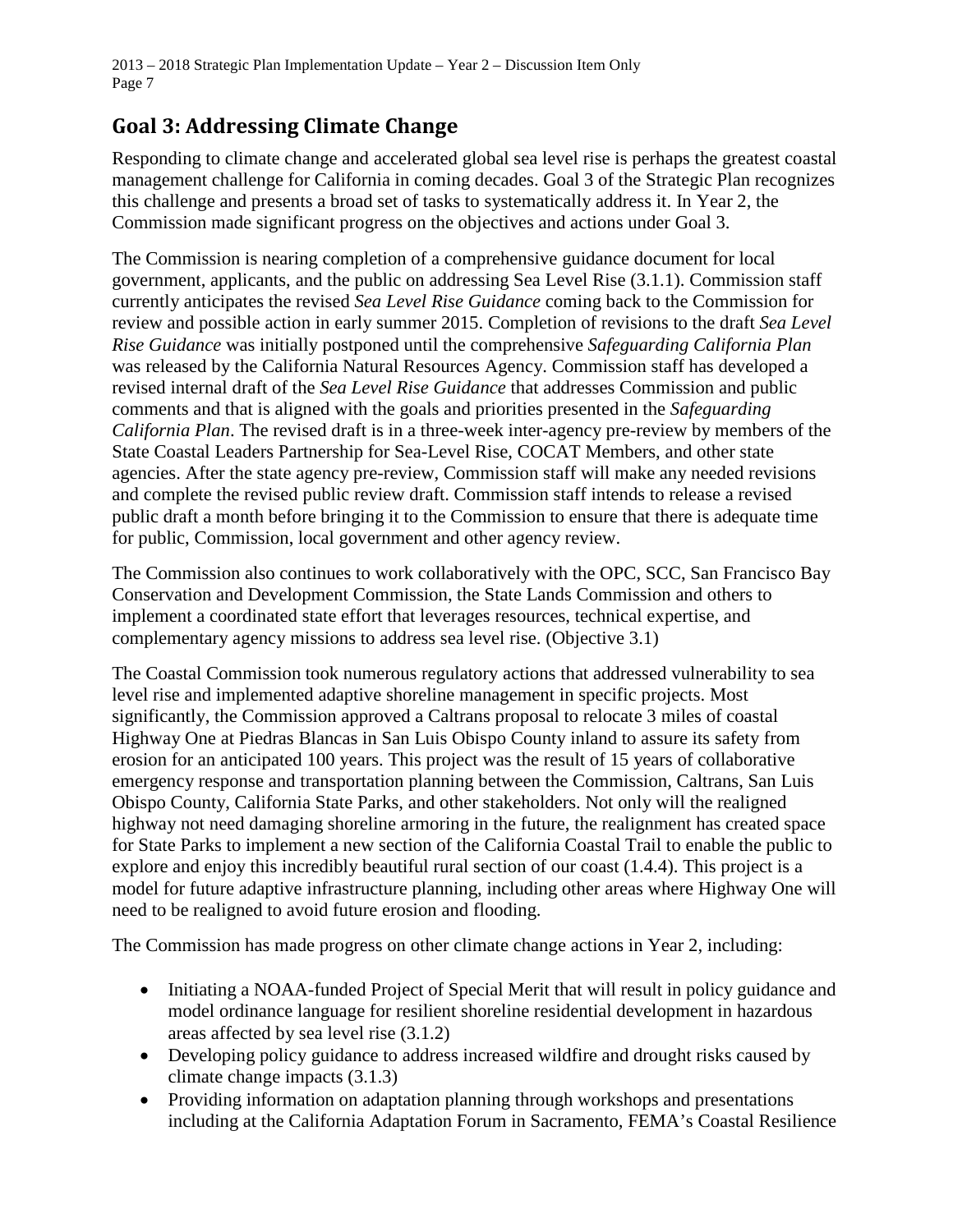## Goal 3: Addressing Climate Change

Responding to climate change and accelerated global sea level rise is perhaps the greatest coastal management challenge for California in coming decades. Goal 3 of the Strategic Plan recognizes this challenge and presents a broad set of tasks to systematically address it. In Year 2, the Commission made significant progress on the objectives and actions under Goal 3.

The Commission is nearing completion of a comprehensive guidance document for local government, applicants, and the public on addressing Sea Level Rise (3.1.1). Commission staff currently anticipates the revised *Sea Level Rise Guidance* coming back to the Commission for review and possible action in early summer 2015. Completion of revisions to the draft *Sea Level Rise Guidance* was initially postponed until the comprehensive *Safeguarding California Plan* was released by the California Natural Resources Agency. Commission staff has developed a revised internal draft of the *Sea Level Rise Guidance* that addresses Commission and public comments and that is aligned with the goals and priorities presented in the *Safeguarding California Plan*. The revised draft is in a three-week inter-agency pre-review by members of the State Coastal Leaders Partnership for Sea-Level Rise, COCAT Members, and other state agencies. After the state agency pre-review, Commission staff will make any needed revisions and complete the revised public review draft. Commission staff intends to release a revised public draft a month before bringing it to the Commission to ensure that there is adequate time for public, Commission, local government and other agency review.

The Commission also continues to work collaboratively with the OPC, SCC, San Francisco Bay Conservation and Development Commission, the State Lands Commission and others to implement a coordinated state effort that leverages resources, technical expertise, and complementary agency missions to address sea level rise. (Objective 3.1)

The Coastal Commission took numerous regulatory actions that addressed vulnerability to sea level rise and implemented adaptive shoreline management in specific projects. Most significantly, the Commission approved a Caltrans proposal to relocate 3 miles of coastal Highway One at Piedras Blancas in San Luis Obispo County inland to assure its safety from erosion for an anticipated 100 years. This project was the result of 15 years of collaborative emergency response and transportation planning between the Commission, Caltrans, San Luis Obispo County, California State Parks, and other stakeholders. Not only will the realigned highway not need damaging shoreline armoring in the future, the realignment has created space for State Parks to implement a new section of the California Coastal Trail to enable the public to explore and enjoy this incredibly beautiful rural section of our coast (1.4.4). This project is a model for future adaptive infrastructure planning, including other areas where Highway One will need to be realigned to avoid future erosion and flooding.

The Commission has made progress on other climate change actions in Year 2, including:

- Initiating a NOAA-funded Project of Special Merit that will result in policy guidance and model ordinance language for resilient shoreline residential development in hazardous areas affected by sea level rise (3.1.2)
- Developing policy guidance to address increased wildfire and drought risks caused by climate change impacts (3.1.3)
- Providing information on adaptation planning through workshops and presentations including at the California Adaptation Forum in Sacramento, FEMA's Coastal Resilience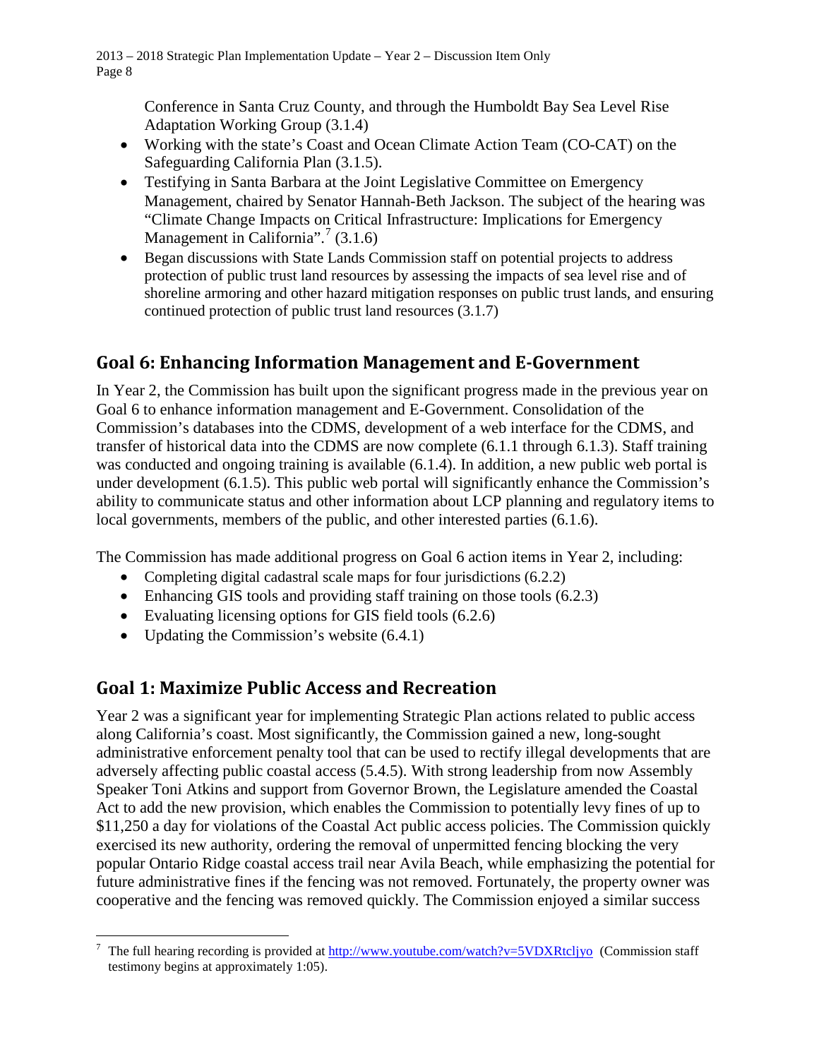Conference in Santa Cruz County, and through the Humboldt Bay Sea Level Rise Adaptation Working Group (3.1.4)

- Working with the state's Coast and Ocean Climate Action Team (CO-CAT) on the Safeguarding California Plan (3.1.5).
- Testifying in Santa Barbara at the Joint Legislative Committee on Emergency Management, chaired by Senator Hannah-Beth Jackson. The subject of the hearing was "Climate Change Impacts on Critical Infrastructure: Implications for Emergency Management in California".[7] (3.1.6)
- Began discussions with State Lands Commission staff on potential projects to address protection of public trust land resources by assessing the impacts of sea level rise and of shoreline armoring and other hazard mitigation responses on public trust lands, and ensuring continued protection of public trust land resources (3.1.7)

## Goal 6: Enhancing Information Management and E-Government

In Year 2, the Commission has built upon the significant progress made in the previous year on Goal 6 to enhance information management and E-Government. Consolidation of the Commission's databases into the CDMS, development of a web interface for the CDMS, and transfer of historical data into the CDMS are now complete (6.1.1 through 6.1.3). Staff training was conducted and ongoing training is available (6.1.4). In addition, a new public web portal is under development (6.1.5). This public web portal will significantly enhance the Commission's ability to communicate status and other information about LCP planning and regulatory items to local governments, members of the public, and other interested parties (6.1.6).

The Commission has made additional progress on Goal 6 action items in Year 2, including:

- Completing digital cadastral scale maps for four jurisdictions (6.2.2)
- Enhancing GIS tools and providing staff training on those tools (6.2.3)
- Evaluating licensing options for GIS field tools (6.2.6)
- Updating the Commission's website (6.4.1)

## Goal 1: Maximize Public Access and Recreation

Year 2 was a significant year for implementing Strategic Plan actions related to public access along California's coast. Most significantly, the Commission gained a new, long-sought administrative enforcement penalty tool that can be used to rectify illegal developments that are adversely affecting public coastal access (5.4.5). With strong leadership from now Assembly Speaker Toni Atkins and support from Governor Brown, the Legislature amended the Coastal Act to add the new provision, which enables the Commission to potentially levy fines of up to $11,250 a day for violations of the Coastal Act public access policies. The Commission quickly exercised its new authority, ordering the removal of unpermitted fencing blocking the very popular Ontario Ridge coastal access trail near Avila Beach, while emphasizing the potential for future administrative fines if the fencing was not removed. Fortunately, the property owner was cooperative and the fencing was removed quickly. The Commission enjoyed a similar success

[7] The full hearing recording is provided at http://www.youtube.com/watch?v=5VDXRtcljyo (Commission staff testimony begins at approximately 1:05).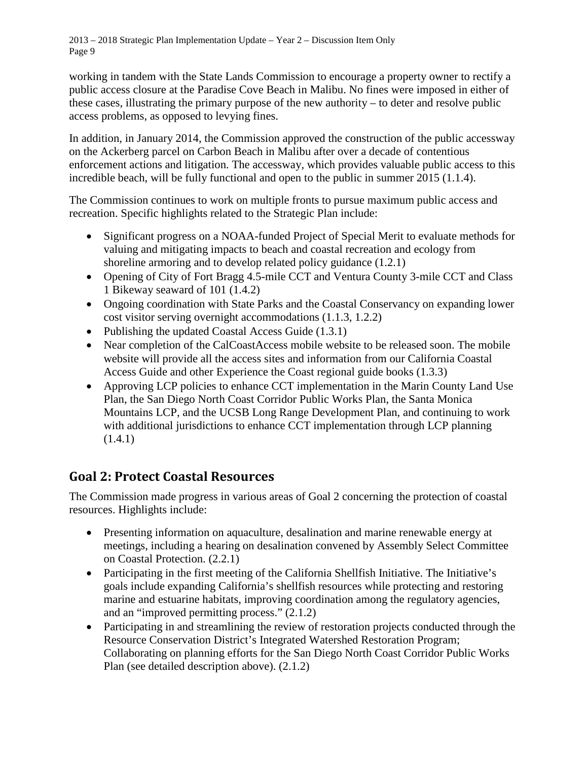working in tandem with the State Lands Commission to encourage a property owner to rectify a public access closure at the Paradise Cove Beach in Malibu. No fines were imposed in either of these cases, illustrating the primary purpose of the new authority – to deter and resolve public access problems, as opposed to levying fines.

In addition, in January 2014, the Commission approved the construction of the public accessway on the Ackerberg parcel on Carbon Beach in Malibu after over a decade of contentious enforcement actions and litigation. The accessway, which provides valuable public access to this incredible beach, will be fully functional and open to the public in summer 2015 (1.1.4).

The Commission continues to work on multiple fronts to pursue maximum public access and recreation. Specific highlights related to the Strategic Plan include:

- Significant progress on a NOAA-funded Project of Special Merit to evaluate methods for valuing and mitigating impacts to beach and coastal recreation and ecology from shoreline armoring and to develop related policy guidance (1.2.1)
- Opening of City of Fort Bragg 4.5-mile CCT and Ventura County 3-mile CCT and Class 1 Bikeway seaward of 101 (1.4.2)
- Ongoing coordination with State Parks and the Coastal Conservancy on expanding lower cost visitor serving overnight accommodations (1.1.3, 1.2.2)
- Publishing the updated Coastal Access Guide (1.3.1)
- Near completion of the CalCoastAccess mobile website to be released soon. The mobile website will provide all the access sites and information from our California Coastal Access Guide and other Experience the Coast regional guide books (1.3.3)
- Approving LCP policies to enhance CCT implementation in the Marin County Land Use Plan, the San Diego North Coast Corridor Public Works Plan, the Santa Monica Mountains LCP, and the UCSB Long Range Development Plan, and continuing to work with additional jurisdictions to enhance CCT implementation through LCP planning (1.4.1)

## Goal 2: Protect Coastal Resources

The Commission made progress in various areas of Goal 2 concerning the protection of coastal resources. Highlights include:

- Presenting information on aquaculture, desalination and marine renewable energy at meetings, including a hearing on desalination convened by Assembly Select Committee on Coastal Protection. (2.2.1)
- Participating in the first meeting of the California Shellfish Initiative. The Initiative's goals include expanding California's shellfish resources while protecting and restoring marine and estuarine habitats, improving coordination among the regulatory agencies, and an "improved permitting process." (2.1.2)
- Participating in and streamlining the review of restoration projects conducted through the Resource Conservation District's Integrated Watershed Restoration Program; Collaborating on planning efforts for the San Diego North Coast Corridor Public Works Plan (see detailed description above). (2.1.2)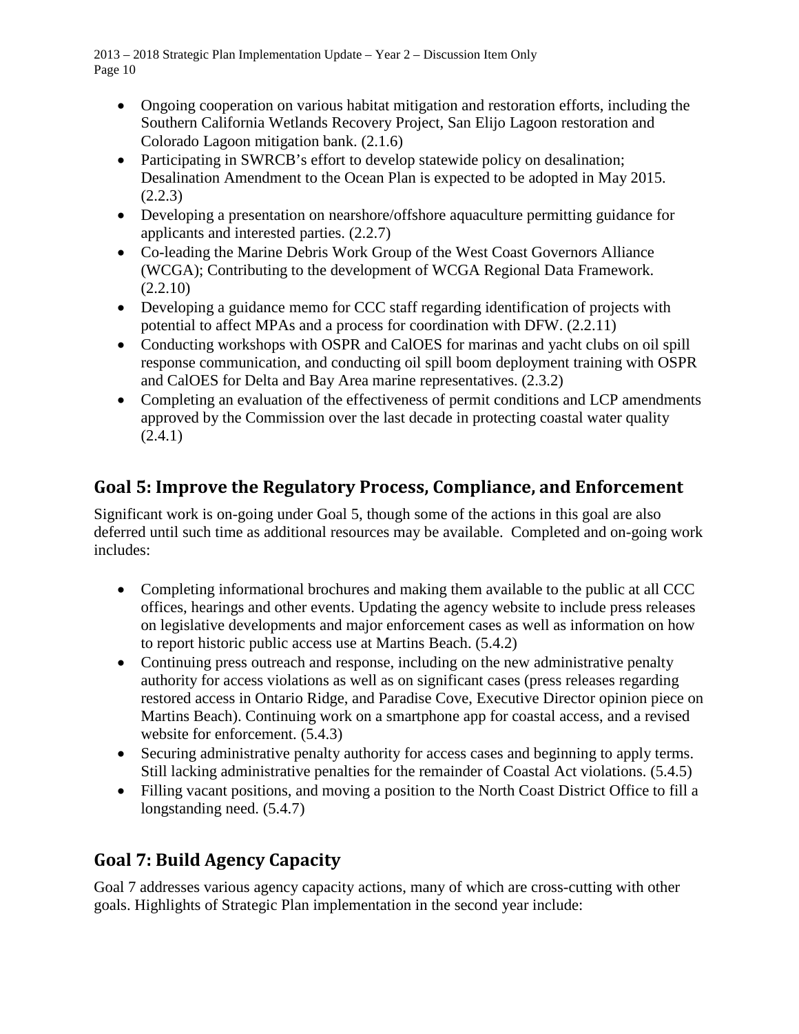- Ongoing cooperation on various habitat mitigation and restoration efforts, including the Southern California Wetlands Recovery Project, San Elijo Lagoon restoration and Colorado Lagoon mitigation bank. (2.1.6)
- Participating in SWRCB's effort to develop statewide policy on desalination; Desalination Amendment to the Ocean Plan is expected to be adopted in May 2015. (2.2.3)
- Developing a presentation on nearshore/offshore aquaculture permitting guidance for applicants and interested parties. (2.2.7)
- Co-leading the Marine Debris Work Group of the West Coast Governors Alliance (WCGA); Contributing to the development of WCGA Regional Data Framework. (2.2.10)
- Developing a guidance memo for CCC staff regarding identification of projects with potential to affect MPAs and a process for coordination with DFW. (2.2.11)
- Conducting workshops with OSPR and CalOES for marinas and yacht clubs on oil spill response communication, and conducting oil spill boom deployment training with OSPR and CalOES for Delta and Bay Area marine representatives. (2.3.2)
- Completing an evaluation of the effectiveness of permit conditions and LCP amendments approved by the Commission over the last decade in protecting coastal water quality (2.4.1)

## Goal 5: Improve the Regulatory Process, Compliance, and Enforcement

Significant work is on-going under Goal 5, though some of the actions in this goal are also deferred until such time as additional resources may be available. Completed and on-going work includes:

- Completing informational brochures and making them available to the public at all CCC offices, hearings and other events. Updating the agency website to include press releases on legislative developments and major enforcement cases as well as information on how to report historic public access use at Martins Beach. (5.4.2)
- Continuing press outreach and response, including on the new administrative penalty authority for access violations as well as on significant cases (press releases regarding restored access in Ontario Ridge, and Paradise Cove, Executive Director opinion piece on Martins Beach). Continuing work on a smartphone app for coastal access, and a revised website for enforcement. (5.4.3)
- Securing administrative penalty authority for access cases and beginning to apply terms. Still lacking administrative penalties for the remainder of Coastal Act violations. (5.4.5)
- Filling vacant positions, and moving a position to the North Coast District Office to fill a longstanding need. (5.4.7)

## Goal 7: Build Agency Capacity

Goal 7 addresses various agency capacity actions, many of which are cross-cutting with other goals. Highlights of Strategic Plan implementation in the second year include: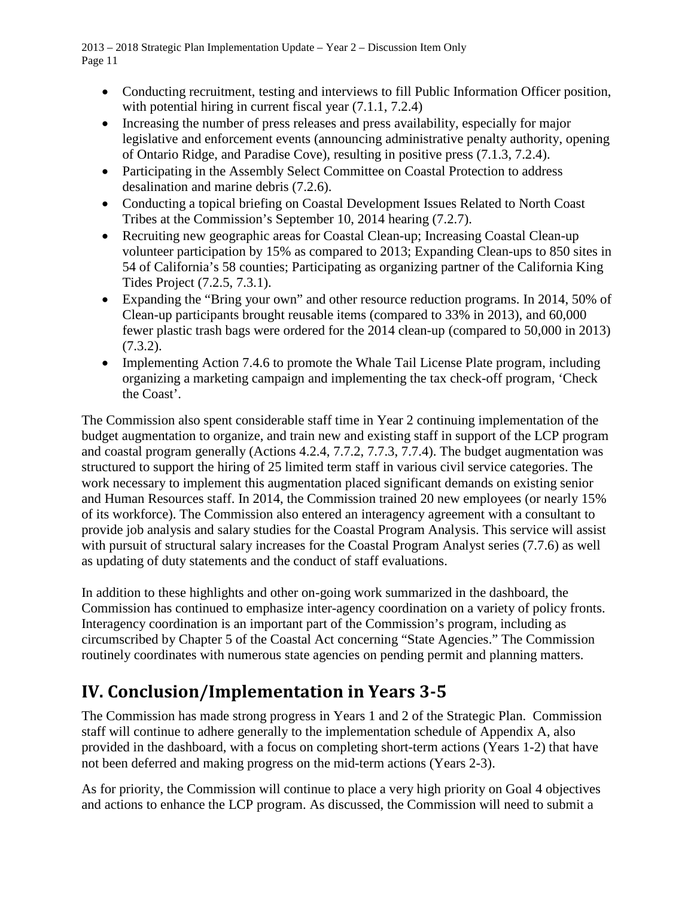- Conducting recruitment, testing and interviews to fill Public Information Officer position, with potential hiring in current fiscal year (7.1.1, 7.2.4)
- Increasing the number of press releases and press availability, especially for major legislative and enforcement events (announcing administrative penalty authority, opening of Ontario Ridge, and Paradise Cove), resulting in positive press (7.1.3, 7.2.4).
- Participating in the Assembly Select Committee on Coastal Protection to address desalination and marine debris (7.2.6).
- Conducting a topical briefing on Coastal Development Issues Related to North Coast Tribes at the Commission's September 10, 2014 hearing (7.2.7).
- Recruiting new geographic areas for Coastal Clean-up; Increasing Coastal Clean-up volunteer participation by 15% as compared to 2013; Expanding Clean-ups to 850 sites in 54 of California's 58 counties; Participating as organizing partner of the California King Tides Project (7.2.5, 7.3.1).
- Expanding the "Bring your own" and other resource reduction programs. In 2014, 50% of Clean-up participants brought reusable items (compared to 33% in 2013), and 60,000 fewer plastic trash bags were ordered for the 2014 clean-up (compared to 50,000 in 2013) (7.3.2).
- Implementing Action 7.4.6 to promote the Whale Tail License Plate program, including organizing a marketing campaign and implementing the tax check-off program, 'Check the Coast'.

The Commission also spent considerable staff time in Year 2 continuing implementation of the budget augmentation to organize, and train new and existing staff in support of the LCP program and coastal program generally (Actions 4.2.4, 7.7.2, 7.7.3, 7.7.4). The budget augmentation was structured to support the hiring of 25 limited term staff in various civil service categories. The work necessary to implement this augmentation placed significant demands on existing senior and Human Resources staff. In 2014, the Commission trained 20 new employees (or nearly 15% of its workforce). The Commission also entered an interagency agreement with a consultant to provide job analysis and salary studies for the Coastal Program Analysis. This service will assist with pursuit of structural salary increases for the Coastal Program Analyst series (7.7.6) as well as updating of duty statements and the conduct of staff evaluations.

In addition to these highlights and other on-going work summarized in the dashboard, the Commission has continued to emphasize inter-agency coordination on a variety of policy fronts. Interagency coordination is an important part of the Commission's program, including as circumscribed by Chapter 5 of the Coastal Act concerning "State Agencies." The Commission routinely coordinates with numerous state agencies on pending permit and planning matters.

# IV. Conclusion/Implementation in Years 3-5

The Commission has made strong progress in Years 1 and 2 of the Strategic Plan. Commission staff will continue to adhere generally to the implementation schedule of Appendix A, also provided in the dashboard, with a focus on completing short-term actions (Years 1-2) that have not been deferred and making progress on the mid-term actions (Years 2-3).

As for priority, the Commission will continue to place a very high priority on Goal 4 objectives and actions to enhance the LCP program. As discussed, the Commission will need to submit a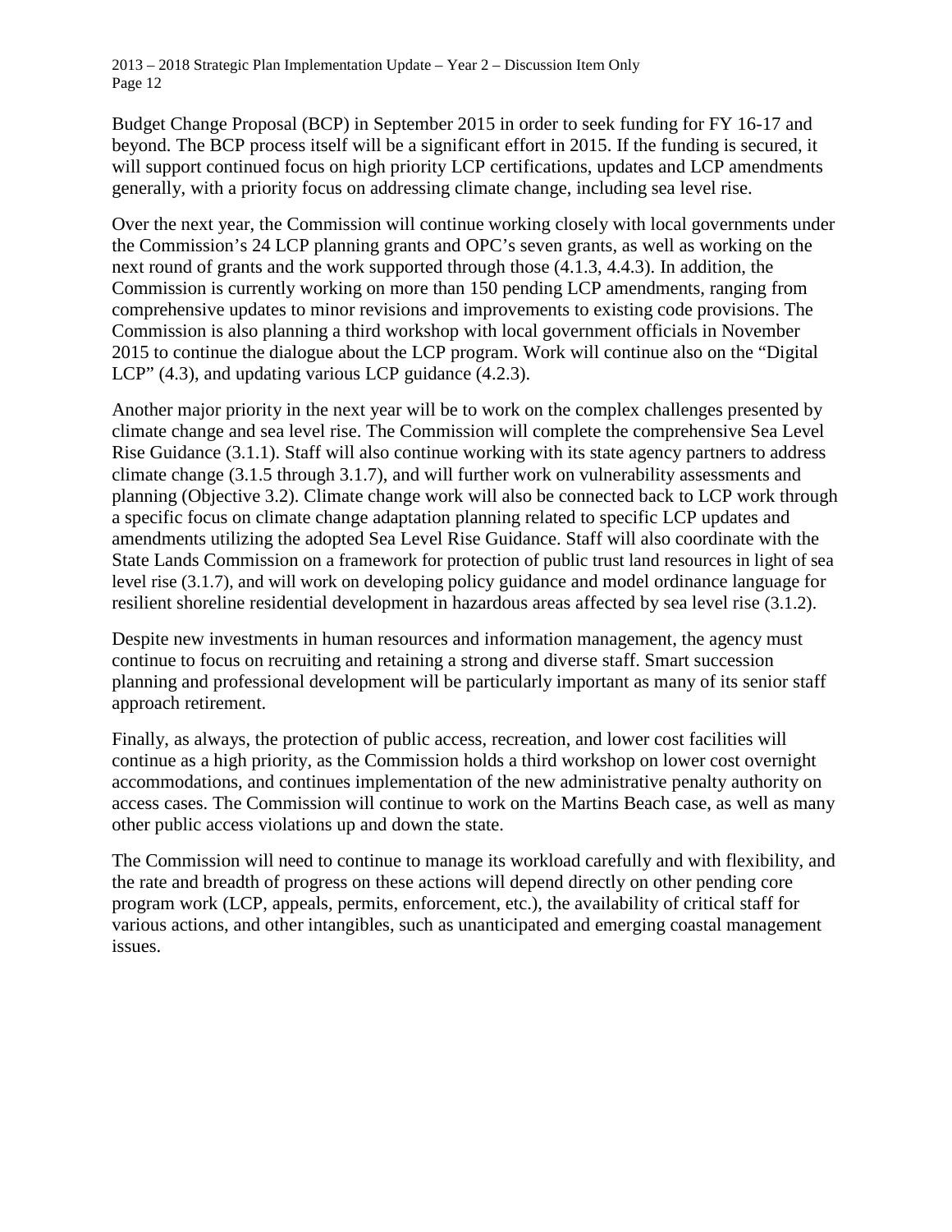Budget Change Proposal (BCP) in September 2015 in order to seek funding for FY 16-17 and beyond. The BCP process itself will be a significant effort in 2015. If the funding is secured, it will support continued focus on high priority LCP certifications, updates and LCP amendments generally, with a priority focus on addressing climate change, including sea level rise.

Over the next year, the Commission will continue working closely with local governments under the Commission's 24 LCP planning grants and OPC's seven grants, as well as working on the next round of grants and the work supported through those (4.1.3, 4.4.3). In addition, the Commission is currently working on more than 150 pending LCP amendments, ranging from comprehensive updates to minor revisions and improvements to existing code provisions. The Commission is also planning a third workshop with local government officials in November 2015 to continue the dialogue about the LCP program. Work will continue also on the "Digital LCP" (4.3), and updating various LCP guidance (4.2.3).

Another major priority in the next year will be to work on the complex challenges presented by climate change and sea level rise. The Commission will complete the comprehensive Sea Level Rise Guidance (3.1.1). Staff will also continue working with its state agency partners to address climate change (3.1.5 through 3.1.7), and will further work on vulnerability assessments and planning (Objective 3.2). Climate change work will also be connected back to LCP work through a specific focus on climate change adaptation planning related to specific LCP updates and amendments utilizing the adopted Sea Level Rise Guidance. Staff will also coordinate with the State Lands Commission on a framework for protection of public trust land resources in light of sea level rise (3.1.7), and will work on developing policy guidance and model ordinance language for resilient shoreline residential development in hazardous areas affected by sea level rise (3.1.2).

Despite new investments in human resources and information management, the agency must continue to focus on recruiting and retaining a strong and diverse staff. Smart succession planning and professional development will be particularly important as many of its senior staff approach retirement.

Finally, as always, the protection of public access, recreation, and lower cost facilities will continue as a high priority, as the Commission holds a third workshop on lower cost overnight accommodations, and continues implementation of the new administrative penalty authority on access cases. The Commission will continue to work on the Martins Beach case, as well as many other public access violations up and down the state.

The Commission will need to continue to manage its workload carefully and with flexibility, and the rate and breadth of progress on these actions will depend directly on other pending core program work (LCP, appeals, permits, enforcement, etc.), the availability of critical staff for various actions, and other intangibles, such as unanticipated and emerging coastal management issues.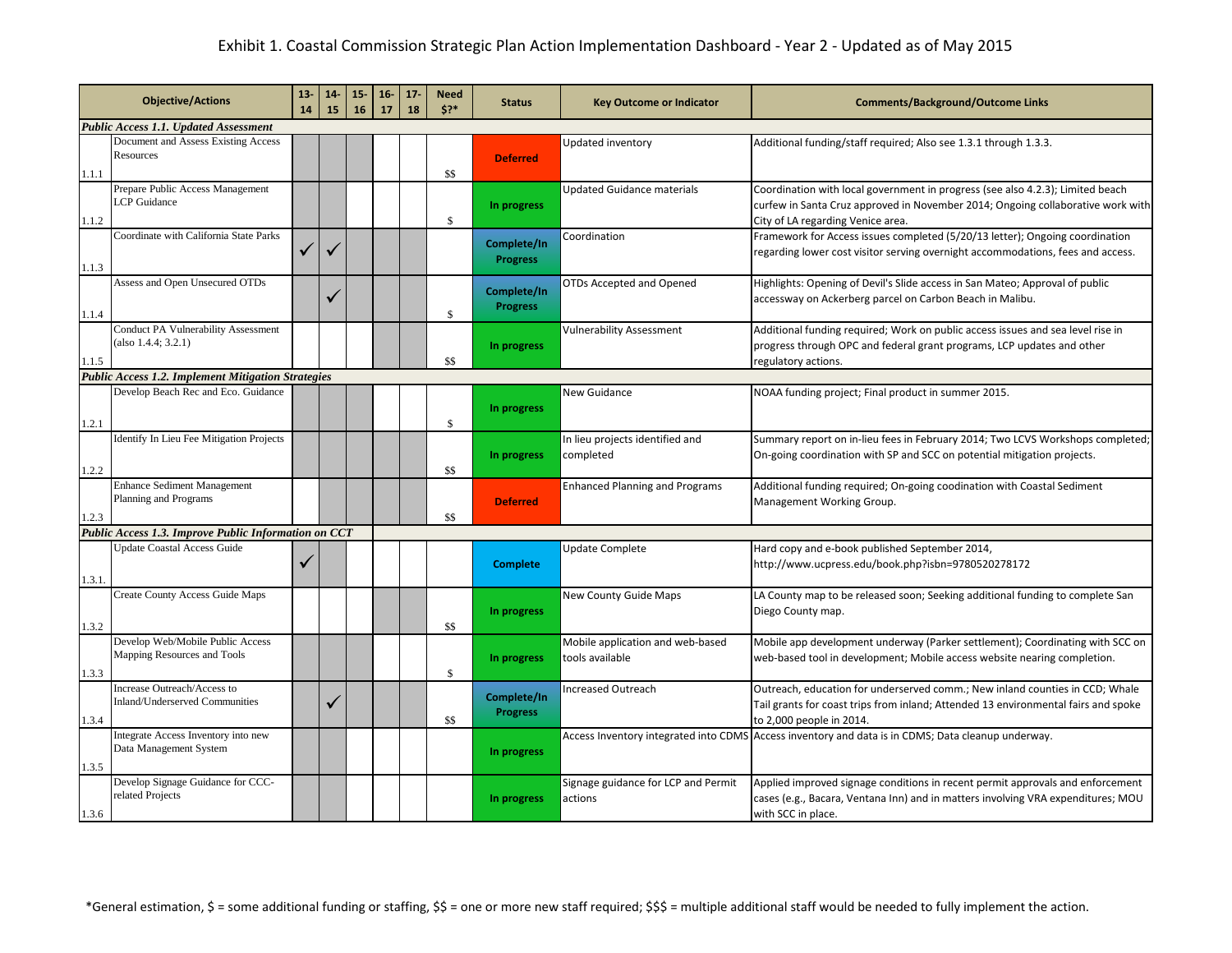# Exhibit 1. Coastal Commission Strategic Plan Action Implementation Dashboard - Year 2 - Updated as of May 2015

| | Objective/Actions | 13-14 | 14-15 | 15-16 | 16-17 | 17-18 | Need $?* | Status | Key Outcome or Indicator | Comments/Background/Outcome Links |
|---|---|---|---|---|---|---|---|---|---|---|
| ***Public Access 1.1. Updated Assessment*** | | | | | | | | | | |
| 1.1.1 | Document and Assess Existing Access Resources | | | | | | $$ | Deferred | Updated inventory | Additional funding/staff required; Also see 1.3.1 through 1.3.3. |
| 1.1.2 | Prepare Public Access Management LCP Guidance | | | | | | $ | In progress | Updated Guidance materials | Coordination with local government in progress (see also 4.2.3); Limited beach curfew in Santa Cruz approved in November 2014; Ongoing collaborative work with City of LA regarding Venice area. |
| 1.1.3 | Coordinate with California State Parks | ✓ | ✓ | | | | | Complete/In Progress | Coordination | Framework for Access issues completed (5/20/13 letter); Ongoing coordination regarding lower cost visitor serving overnight accommodations, fees and access. |
| 1.1.4 | Assess and Open Unsecured OTDs | | ✓ | | | | $ | Complete/In Progress | OTDs Accepted and Opened | Highlights: Opening of Devil's Slide access in San Mateo; Approval of public accessway on Ackerberg parcel on Carbon Beach in Malibu. |
| 1.1.5 | Conduct PA Vulnerability Assessment (also 1.4.4; 3.2.1) | | | | | | $$ | In progress | Vulnerability Assessment | Additional funding required; Work on public access issues and sea level rise in progress through OPC and federal grant programs, LCP updates and other regulatory actions. |
| ***Public Access 1.2. Implement Mitigation Strategies*** | | | | | | | | | | |
| 1.2.1 | Develop Beach Rec and Eco. Guidance | | | | | | $ | In progress | New Guidance | NOAA funding project; Final product in summer 2015. |
| 1.2.2 | Identify In Lieu Fee Mitigation Projects | | | | | | $$ | In progress | In lieu projects identified and completed | Summary report on in-lieu fees in February 2014; Two LCVS Workshops completed; On-going coordination with SP and SCC on potential mitigation projects. |
| 1.2.3 | Enhance Sediment Management Planning and Programs | | | | | | $$ | Deferred | Enhanced Planning and Programs | Additional funding required; On-going coodination with Coastal Sediment Management Working Group. |
| ***Public Access 1.3. Improve Public Information on CCT*** | | | | | | | | | | |
| 1.3.1. | Update Coastal Access Guide | ✓ | | | | | | Complete | Update Complete | Hard copy and e-book published September 2014, http://www.ucpress.edu/book.php?isbn=9780520278172 |
| 1.3.2 | Create County Access Guide Maps | | | | | | $$ | In progress | New County Guide Maps | LA County map to be released soon; Seeking additional funding to complete San Diego County map. |
| 1.3.3 | Develop Web/Mobile Public Access Mapping Resources and Tools | | | | | | $ | In progress | Mobile application and web-based tools available | Mobile app development underway (Parker settlement); Coordinating with SCC on web-based tool in development; Mobile access website nearing completion. |
| 1.3.4 | Increase Outreach/Access to Inland/Underserved Communities | | ✓ | | | | $$ | Complete/In Progress | Increased Outreach | Outreach, education for underserved comm.; New inland counties in CCD; Whale Tail grants for coast trips from inland; Attended 13 environmental fairs and spoke to 2,000 people in 2014. |
| 1.3.5 | Integrate Access Inventory into new Data Management System | | | | | | | In progress | Access Inventory integrated into CDMS | Access inventory and data is in CDMS; Data cleanup underway. |
| 1.3.6 | Develop Signage Guidance for CCC-related Projects | | | | | | | In progress | Signage guidance for LCP and Permit actions | Applied improved signage conditions in recent permit approvals and enforcement cases (e.g., Bacara, Ventana Inn) and in matters involving VRA expenditures; MOU with SCC in place. |

*General estimation, $ = some additional funding or staffing, $$ = one or more new staff required; $$$ = multiple additional staff would be needed to fully implement the action.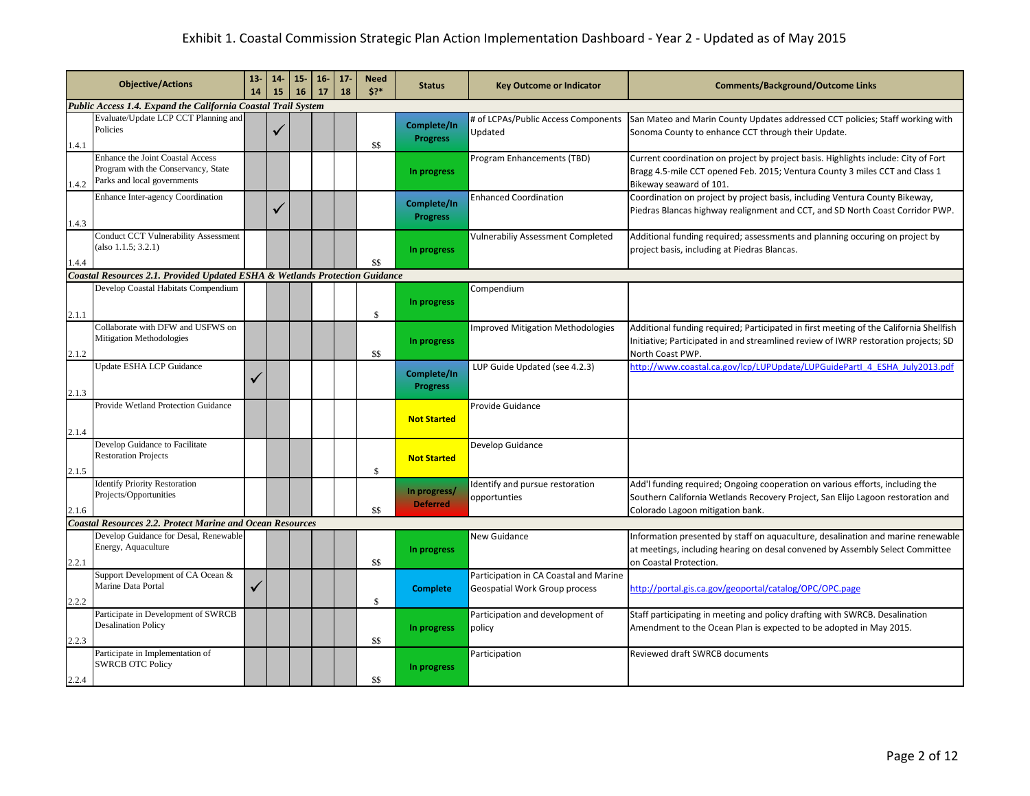# Exhibit 1. Coastal Commission Strategic Plan Action Implementation Dashboard - Year 2 - Updated as of May 2015

| | Objective/Actions | 13-14 | 14-15 | 15-16 | 16-17 | 17-18 | Need $?* | Status | Key Outcome or Indicator | Comments/Background/Outcome Links |
|---|---|---|---|---|---|---|---|---|---|---|
| ***Public Access 1.4. Expand the California Coastal Trail System*** | | | | | | | | | | |
| 1.4.1 | Evaluate/Update LCP CCT Planning and Policies | | ✓ | | | | $$ | Complete/In Progress | # of LCPAs/Public Access Components Updated | San Mateo and Marin County Updates addressed CCT policies; Staff working with Sonoma County to enhance CCT through their Update. |
| 1.4.2 | Enhance the Joint Coastal Access Program with the Conservancy, State Parks and local governments | | | | | | | In progress | Program Enhancements (TBD) | Current coordination on project by project basis. Highlights include: City of Fort Bragg 4.5-mile CCT opened Feb. 2015; Ventura County 3 miles CCT and Class 1 Bikeway seaward of 101. |
| 1.4.3 | Enhance Inter-agency Coordination | | ✓ | | | | | Complete/In Progress | Enhanced Coordination | Coordination on project by project basis, including Ventura County Bikeway, Piedras Blancas highway realignment and CCT, and SD North Coast Corridor PWP. |
| 1.4.4 | Conduct CCT Vulnerability Assessment (also 1.1.5; 3.2.1) | | | | | | $$ | In progress | Vulnerabiliy Assessment Completed | Additional funding required; assessments and planning occuring on project by project basis, including at Piedras Blancas. |
| ***Coastal Resources 2.1. Provided Updated ESHA & Wetlands Protection Guidance*** | | | | | | | | | | |
| 2.1.1 | Develop Coastal Habitats Compendium | | | | | | $ | In progress | Compendium | |
| 2.1.2 | Collaborate with DFW and USFWS on Mitigation Methodologies | | | | | | $$ | In progress | Improved Mitigation Methodologies | Additional funding required; Participated in first meeting of the California Shellfish Initiative; Participated in and streamlined review of IWRP restoration projects; SD North Coast PWP. |
| 2.1.3 | Update ESHA LCP Guidance | ✓ | | | | | | Complete/In Progress | LUP Guide Updated (see 4.2.3) | http://www.coastal.ca.gov/lcp/LUPUpdate/LUPGuidePartI_4_ESHA_July2013.pdf |
| 2.1.4 | Provide Wetland Protection Guidance | | | | | | | Not Started | Provide Guidance | |
| 2.1.5 | Develop Guidance to Facilitate Restoration Projects | | | | | | $ | Not Started | Develop Guidance | |
| 2.1.6 | Identify Priority Restoration Projects/Opportunities | | | | | | $$ | In progress/ Deferred | Identify and pursue restoration opportunties | Add'l funding required; Ongoing cooperation on various efforts, including the Southern California Wetlands Recovery Project, San Elijo Lagoon restoration and Colorado Lagoon mitigation bank. |
| ***Coastal Resources 2.2. Protect Marine and Ocean Resources*** | | | | | | | | | | |
| 2.2.1 | Develop Guidance for Desal, Renewable Energy, Aquaculture | | | | | | $$ | In progress | New Guidance | Information presented by staff on aquaculture, desalination and marine renewable at meetings, including hearing on desal convened by Assembly Select Committee on Coastal Protection. |
| 2.2.2 | Support Development of CA Ocean & Marine Data Portal | ✓ | | | | | $ | Complete | Participation in CA Coastal and Marine Geospatial Work Group process | http://portal.gis.ca.gov/geoportal/catalog/OPC/OPC.page |
| 2.2.3 | Participate in Development of SWRCB Desalination Policy | | | | | | $$ | In progress | Participation and development of policy | Staff participating in meeting and policy drafting with SWRCB. Desalination Amendment to the Ocean Plan is expected to be adopted in May 2015. |
| 2.2.4 | Participate in Implementation of SWRCB OTC Policy | | | | | | $$ | In progress | Participation | Reviewed draft SWRCB documents |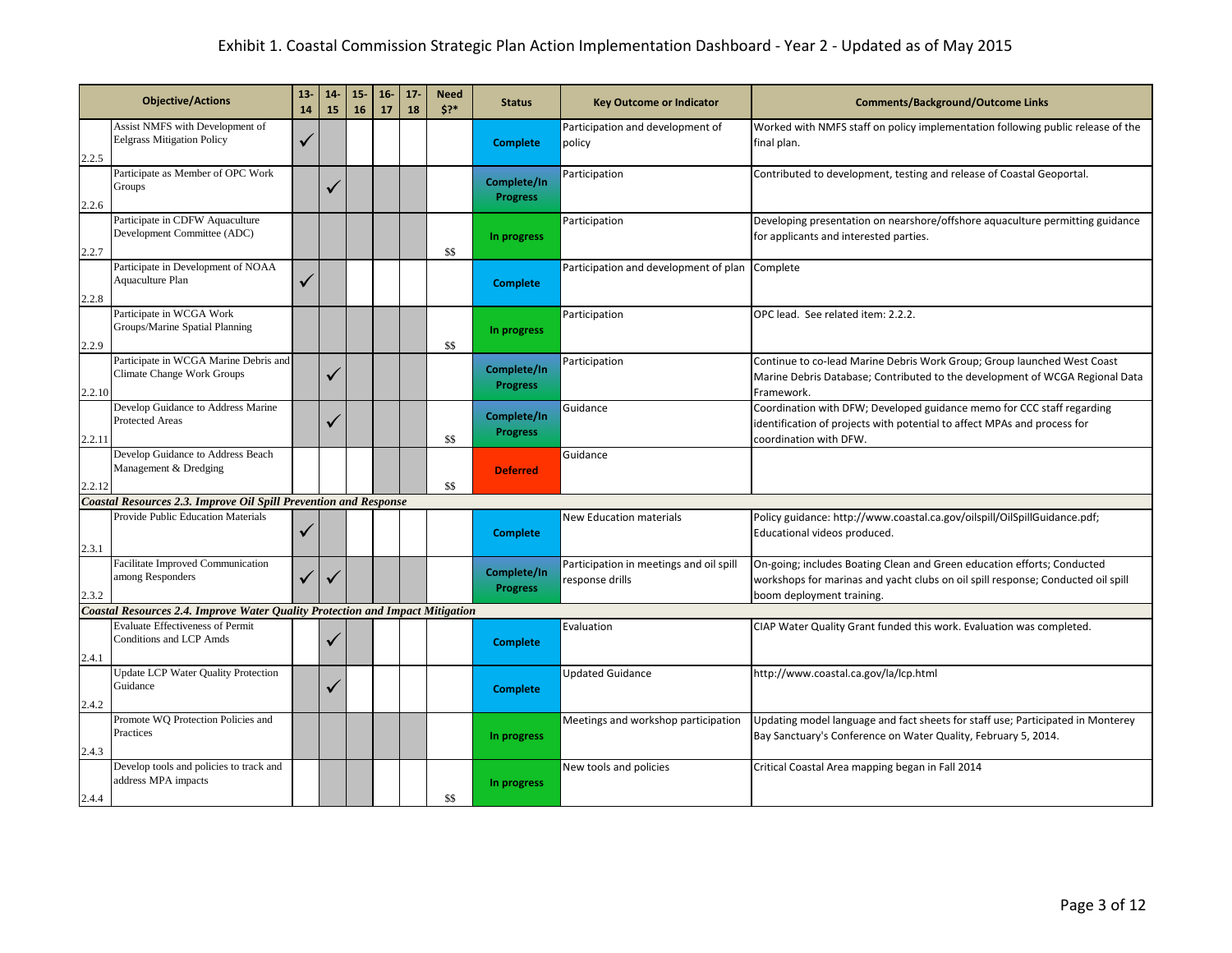# Exhibit 1. Coastal Commission Strategic Plan Action Implementation Dashboard - Year 2 - Updated as of May 2015

| | Objective/Actions | 13-14 | 14-15 | 15-16 | 16-17 | 17-18 | Need $?* | Status | Key Outcome or Indicator | Comments/Background/Outcome Links |
|---|---|---|---|---|---|---|---|---|---|---|
| 2.2.5 | Assist NMFS with Development of Eelgrass Mitigation Policy | ✓ | | | | | | Complete | Participation and development of policy | Worked with NMFS staff on policy implementation following public release of the final plan. |
| 2.2.6 | Participate as Member of OPC Work Groups | | ✓ | | | | | Complete/In Progress | Participation | Contributed to development, testing and release of Coastal Geoportal. |
| 2.2.7 | Participate in CDFW Aquaculture Development Committee (ADC) | | | | | | $$ | In progress | Participation | Developing presentation on nearshore/offshore aquaculture permitting guidance for applicants and interested parties. |
| 2.2.8 | Participate in Development of NOAA Aquaculture Plan | ✓ | | | | | | Complete | Participation and development of plan | Complete |
| 2.2.9 | Participate in WCGA Work Groups/Marine Spatial Planning | | | | | | $$ | In progress | Participation | OPC lead. See related item: 2.2.2. |
| 2.2.10 | Participate in WCGA Marine Debris and Climate Change Work Groups | | ✓ | | | | | Complete/In Progress | Participation | Continue to co-lead Marine Debris Work Group; Group launched West Coast Marine Debris Database; Contributed to the development of WCGA Regional Data Framework. |
| 2.2.11 | Develop Guidance to Address Marine Protected Areas | | ✓ | | | | $$ | Complete/In Progress | Guidance | Coordination with DFW; Developed guidance memo for CCC staff regarding identification of projects with potential to affect MPAs and process for coordination with DFW. |
| 2.2.12 | Develop Guidance to Address Beach Management & Dredging | | | | | | $$ | Deferred | Guidance | |
| ***Coastal Resources 2.3. Improve Oil Spill Prevention and Response*** | | | | | | | | | | |
| 2.3.1 | Provide Public Education Materials | ✓ | | | | | | Complete | New Education materials | Policy guidance: http://www.coastal.ca.gov/oilspill/OilSpillGuidance.pdf; Educational videos produced. |
| 2.3.2 | Facilitate Improved Communication among Responders | ✓ | ✓ | | | | | Complete/In Progress | Participation in meetings and oil spill response drills | On-going; includes Boating Clean and Green education efforts; Conducted workshops for marinas and yacht clubs on oil spill response; Conducted oil spill boom deployment training. |
| ***Coastal Resources 2.4. Improve Water Quality Protection and Impact Mitigation*** | | | | | | | | | | |
| 2.4.1 | Evaluate Effectiveness of Permit Conditions and LCP Amds | | ✓ | | | | | Complete | Evaluation | CIAP Water Quality Grant funded this work. Evaluation was completed. |
| 2.4.2 | Update LCP Water Quality Protection Guidance | | ✓ | | | | | Complete | Updated Guidance | http://www.coastal.ca.gov/la/lcp.html |
| 2.4.3 | Promote WQ Protection Policies and Practices | | | | | | | In progress | Meetings and workshop participation | Updating model language and fact sheets for staff use; Participated in Monterey Bay Sanctuary's Conference on Water Quality, February 5, 2014. |
| 2.4.4 | Develop tools and policies to track and address MPA impacts | | | | | | $$ | In progress | New tools and policies | Critical Coastal Area mapping began in Fall 2014 |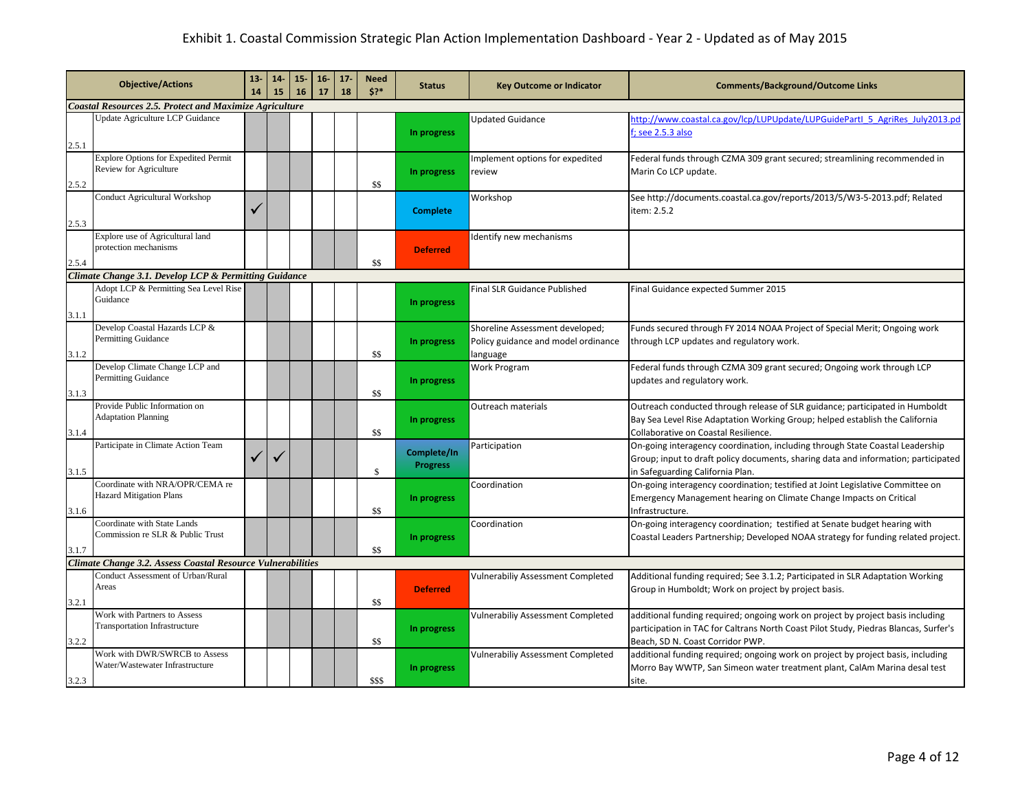# Exhibit 1. Coastal Commission Strategic Plan Action Implementation Dashboard - Year 2 - Updated as of May 2015

| | Objective/Actions | 13-14 | 14-15 | 15-16 | 16-17 | 17-18 | Need $?* | Status | Key Outcome or Indicator | Comments/Background/Outcome Links |
|---|---|---|---|---|---|---|---|---|---|---|
| ***Coastal Resources 2.5. Protect and Maximize Agriculture*** | | | | | | | | | | |
| 2.5.1 | Update Agriculture LCP Guidance | | | | | | | In progress | Updated Guidance | http://www.coastal.ca.gov/lcp/LUPUpdate/LUPGuidePartI_5_AgriRes_July2013.pdf; see 2.5.3 also |
| 2.5.2 | Explore Options for Expedited Permit Review for Agriculture | | | | | | $$ | In progress | Implement options for expedited review | Federal funds through CZMA 309 grant secured; streamlining recommended in Marin Co LCP update. |
| 2.5.3 | Conduct Agricultural Workshop | ✓ | | | | | | Complete | Workshop | See http://documents.coastal.ca.gov/reports/2013/5/W3-5-2013.pdf; Related item: 2.5.2 |
| 2.5.4 | Explore use of Agricultural land protection mechanisms | | | | | | $$ | Deferred | Identify new mechanisms | |
| ***Climate Change 3.1. Develop LCP & Permitting Guidance*** | | | | | | | | | | |
| 3.1.1 | Adopt LCP & Permitting Sea Level Rise Guidance | | | | | | | In progress | Final SLR Guidance Published | Final Guidance expected Summer 2015 |
| 3.1.2 | Develop Coastal Hazards LCP & Permitting Guidance | | | | | | $$ | In progress | Shoreline Assessment developed; Policy guidance and model ordinance language | Funds secured through FY 2014 NOAA Project of Special Merit; Ongoing work through LCP updates and regulatory work. |
| 3.1.3 | Develop Climate Change LCP and Permitting Guidance | | | | | | $$ | In progress | Work Program | Federal funds through CZMA 309 grant secured; Ongoing work through LCP updates and regulatory work. |
| 3.1.4 | Provide Public Information on Adaptation Planning | | | | | | $$ | In progress | Outreach materials | Outreach conducted through release of SLR guidance; participated in Humboldt Bay Sea Level Rise Adaptation Working Group; helped establish the California Collaborative on Coastal Resilience. |
| 3.1.5 | Participate in Climate Action Team | ✓ | ✓ | | | | $ | Complete/In Progress | Participation | On-going interagency coordination, including through State Coastal Leadership Group; input to draft policy documents, sharing data and information; participated in Safeguarding California Plan. |
| 3.1.6 | Coordinate with NRA/OPR/CEMA re Hazard Mitigation Plans | | | | | | $$ | In progress | Coordination | On-going interagency coordination; testified at Joint Legislative Committee on Emergency Management hearing on Climate Change Impacts on Critical Infrastructure. |
| 3.1.7 | Coordinate with State Lands Commission re SLR & Public Trust | | | | | | $$ | In progress | Coordination | On-going interagency coordination; testified at Senate budget hearing with Coastal Leaders Partnership; Developed NOAA strategy for funding related project. |
| ***Climate Change 3.2. Assess Coastal Resource Vulnerabilities*** | | | | | | | | | | |
| 3.2.1 | Conduct Assessment of Urban/Rural Areas | | | | | | $$ | Deferred | Vulnerabiliy Assessment Completed | Additional funding required; See 3.1.2; Participated in SLR Adaptation Working Group in Humboldt; Work on project by project basis. |
| 3.2.2 | Work with Partners to Assess Transportation Infrastructure | | | | | | $$ | In progress | Vulnerabiliy Assessment Completed | additional funding required; ongoing work on project by project basis including participation in TAC for Caltrans North Coast Pilot Study, Piedras Blancas, Surfer's Beach, SD N. Coast Corridor PWP. |
| 3.2.3 | Work with DWR/SWRCB to Assess Water/Wastewater Infrastructure | | | | | | $$$ | In progress | Vulnerabiliy Assessment Completed | additional funding required; ongoing work on project by project basis, including Morro Bay WWTP, San Simeon water treatment plant, CalAm Marina desal test site. |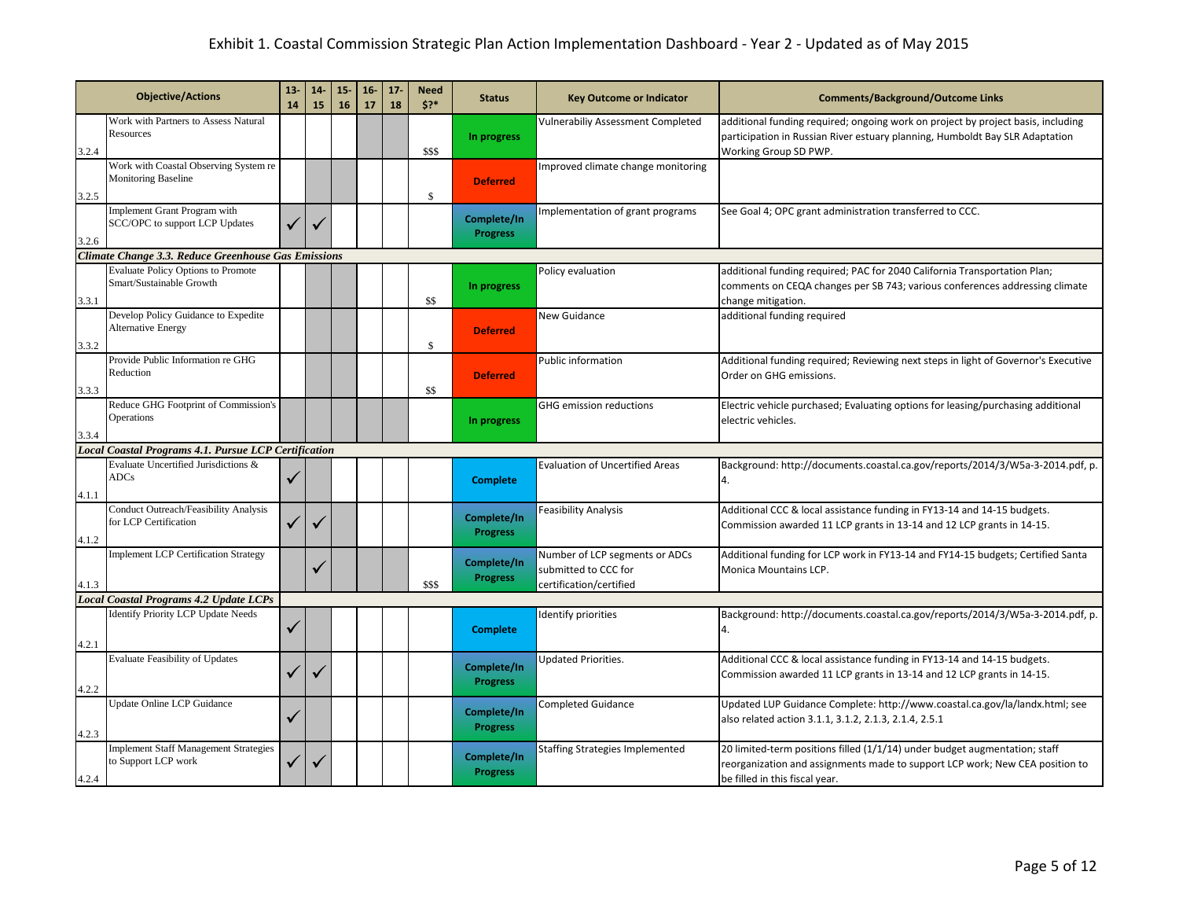# Exhibit 1. Coastal Commission Strategic Plan Action Implementation Dashboard - Year 2 - Updated as of May 2015

| | Objective/Actions | 13-14 | 14-15 | 15-16 | 16-17 | 17-18 | Need $?* | Status | Key Outcome or Indicator | Comments/Background/Outcome Links |
|---|---|---|---|---|---|---|---|---|---|---|
| 3.2.4 | Work with Partners to Assess Natural Resources | | | | | | $$$ | In progress | Vulnerabiliy Assessment Completed | additional funding required; ongoing work on project by project basis, including participation in Russian River estuary planning, Humboldt Bay SLR Adaptation Working Group SD PWP. |
| 3.2.5 | Work with Coastal Observing System re Monitoring Baseline | | | | | | $ | Deferred | Improved climate change monitoring | |
| 3.2.6 | Implement Grant Program with SCC/OPC to support LCP Updates | ✓ | ✓ | | | | | Complete/In Progress | Implementation of grant programs | See Goal 4; OPC grant administration transferred to CCC. |
| ***Climate Change 3.3. Reduce Greenhouse Gas Emissions*** | | | | | | | | | | |
| 3.3.1 | Evaluate Policy Options to Promote Smart/Sustainable Growth | | | | | | $$ | In progress | Policy evaluation | additional funding required; PAC for 2040 California Transportation Plan; comments on CEQA changes per SB 743; various conferences addressing climate change mitigation. |
| 3.3.2 | Develop Policy Guidance to Expedite Alternative Energy | | | | | | $ | Deferred | New Guidance | additional funding required |
| 3.3.3 | Provide Public Information re GHG Reduction | | | | | | $$ | Deferred | Public information | Additional funding required; Reviewing next steps in light of Governor's Executive Order on GHG emissions. |
| 3.3.4 | Reduce GHG Footprint of Commission's Operations | | | | | | | In progress | GHG emission reductions | Electric vehicle purchased; Evaluating options for leasing/purchasing additional electric vehicles. |
| ***Local Coastal Programs 4.1. Pursue LCP Certification*** | | | | | | | | | | |
| 4.1.1 | Evaluate Uncertified Jurisdictions & ADCs | ✓ | | | | | | Complete | Evaluation of Uncertified Areas | Background: http://documents.coastal.ca.gov/reports/2014/3/W5a-3-2014.pdf, p. 4. |
| 4.1.2 | Conduct Outreach/Feasibility Analysis for LCP Certification | ✓ | ✓ | | | | | Complete/In Progress | Feasibility Analysis | Additional CCC & local assistance funding in FY13-14 and 14-15 budgets. Commission awarded 11 LCP grants in 13-14 and 12 LCP grants in 14-15. |
| 4.1.3 | Implement LCP Certification Strategy | | ✓ | | | | $$$ | Complete/In Progress | Number of LCP segments or ADCs submitted to CCC for certification/certified | Additional funding for LCP work in FY13-14 and FY14-15 budgets; Certified Santa Monica Mountains LCP. |
| ***Local Coastal Programs 4.2 Update LCPs*** | | | | | | | | | | |
| 4.2.1 | Identify Priority LCP Update Needs | ✓ | | | | | | Complete | Identify priorities | Background: http://documents.coastal.ca.gov/reports/2014/3/W5a-3-2014.pdf, p. 4. |
| 4.2.2 | Evaluate Feasibility of Updates | ✓ | ✓ | | | | | Complete/In Progress | Updated Priorities. | Additional CCC & local assistance funding in FY13-14 and 14-15 budgets. Commission awarded 11 LCP grants in 13-14 and 12 LCP grants in 14-15. |
| 4.2.3 | Update Online LCP Guidance | ✓ | | | | | | Complete/In Progress | Completed Guidance | Updated LUP Guidance Complete: http://www.coastal.ca.gov/la/landx.html; see also related action 3.1.1, 3.1.2, 2.1.3, 2.1.4, 2.5.1 |
| 4.2.4 | Implement Staff Management Strategies to Support LCP work | ✓ | ✓ | | | | | Complete/In Progress | Staffing Strategies Implemented | 20 limited-term positions filled (1/1/14) under budget augmentation; staff reorganization and assignments made to support LCP work; New CEA position to be filled in this fiscal year. |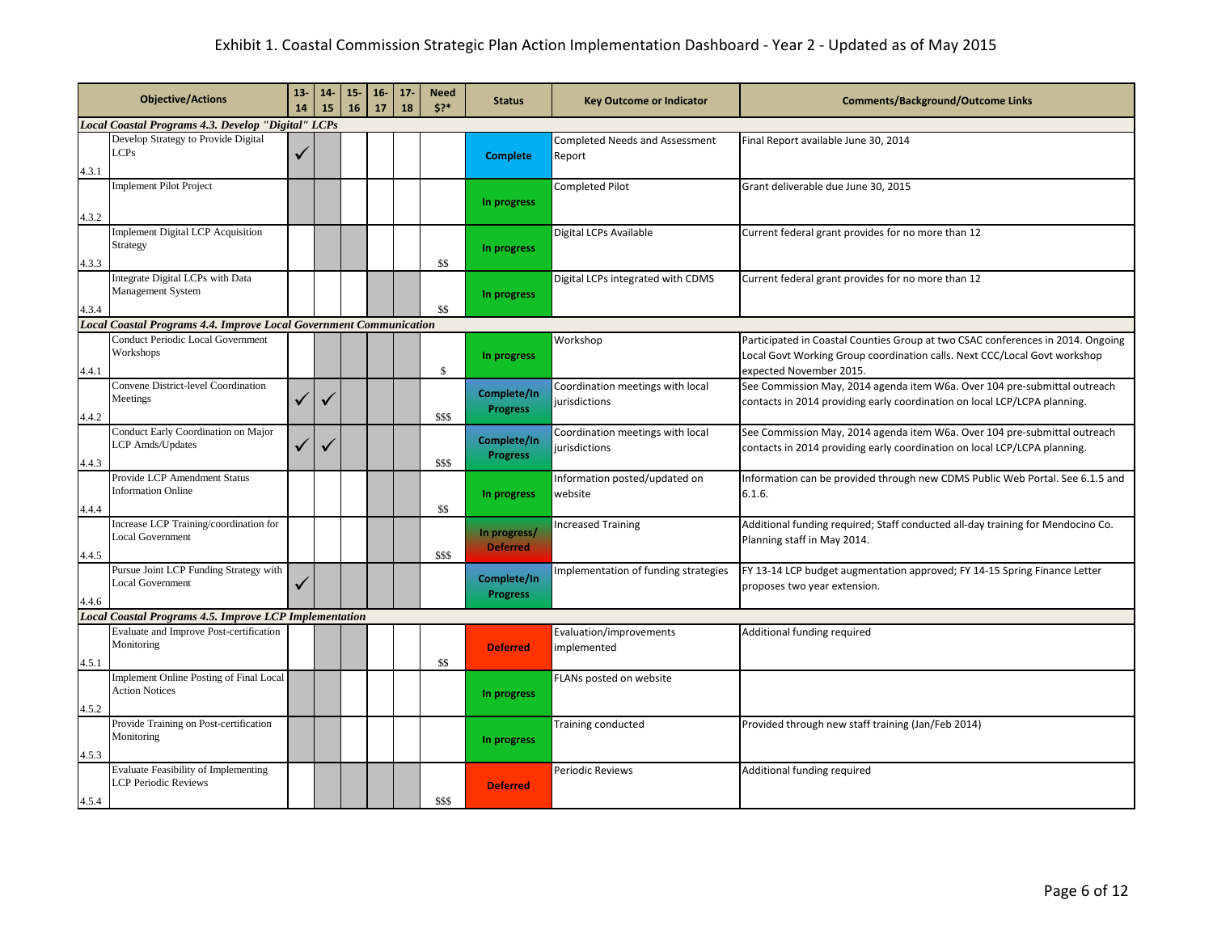# Exhibit 1. Coastal Commission Strategic Plan Action Implementation Dashboard - Year 2 - Updated as of May 2015

| | Objective/Actions | 13-14 | 14-15 | 15-16 | 16-17 | 17-18 | Need $?* | Status | Key Outcome or Indicator | Comments/Background/Outcome Links |
|---|---|---|---|---|---|---|---|---|---|---|
| ***Local Coastal Programs 4.3. Develop "Digital" LCPs*** | | | | | | | | | | |
| 4.3.1 | Develop Strategy to Provide Digital LCPs | ✓ | | | | | | Complete | Completed Needs and Assessment Report | Final Report available June 30, 2014 |
| 4.3.2 | Implement Pilot Project | | | | | | | In progress | Completed Pilot | Grant deliverable due June 30, 2015 |
| 4.3.3 | Implement Digital LCP Acquisition Strategy | | | | | | $$ | In progress | Digital LCPs Available | Current federal grant provides for no more than 12 |
| 4.3.4 | Integrate Digital LCPs with Data Management System | | | | | | $$ | In progress | Digital LCPs integrated with CDMS | Current federal grant provides for no more than 12 |
| ***Local Coastal Programs 4.4. Improve Local Government Communication*** | | | | | | | | | | |
| 4.4.1 | Conduct Periodic Local Government Workshops | | | | | | $ | In progress | Workshop | Participated in Coastal Counties Group at two CSAC conferences in 2014. Ongoing Local Govt Working Group coordination calls. Next CCC/Local Govt workshop expected November 2015. |
| 4.4.2 | Convene District-level Coordination Meetings | ✓ | ✓ | | | | $$$ | Complete/In Progress | Coordination meetings with local jurisdictions | See Commission May, 2014 agenda item W6a. Over 104 pre-submittal outreach contacts in 2014 providing early coordination on local LCP/LCPA planning. |
| 4.4.3 | Conduct Early Coordination on Major LCP Amds/Updates | ✓ | ✓ | | | | $$$ | Complete/In Progress | Coordination meetings with local jurisdictions | See Commission May, 2014 agenda item W6a. Over 104 pre-submittal outreach contacts in 2014 providing early coordination on local LCP/LCPA planning. |
| 4.4.4 | Provide LCP Amendment Status Information Online | | | | | | $$ | In progress | Information posted/updated on website | Information can be provided through new CDMS Public Web Portal. See 6.1.5 and 6.1.6. |
| 4.4.5 | Increase LCP Training/coordination for Local Government | | | | | | $$$ | In progress/ Deferred | Increased Training | Additional funding required; Staff conducted all-day training for Mendocino Co. Planning staff in May 2014. |
| 4.4.6 | Pursue Joint LCP Funding Strategy with Local Government | ✓ | | | | | | Complete/In Progress | Implementation of funding strategies | FY 13-14 LCP budget augmentation approved; FY 14-15 Spring Finance Letter proposes two year extension. |
| ***Local Coastal Programs 4.5. Improve LCP Implementation*** | | | | | | | | | | |
| 4.5.1 | Evaluate and Improve Post-certification Monitoring | | | | | | $$ | Deferred | Evaluation/improvements implemented | Additional funding required |
| 4.5.2 | Implement Online Posting of Final Local Action Notices | | | | | | | In progress | FLANs posted on website | |
| 4.5.3 | Provide Training on Post-certification Monitoring | | | | | | | In progress | Training conducted | Provided through new staff training (Jan/Feb 2014) |
| 4.5.4 | Evaluate Feasibility of Implementing LCP Periodic Reviews | | | | | | $$$ | Deferred | Periodic Reviews | Additional funding required |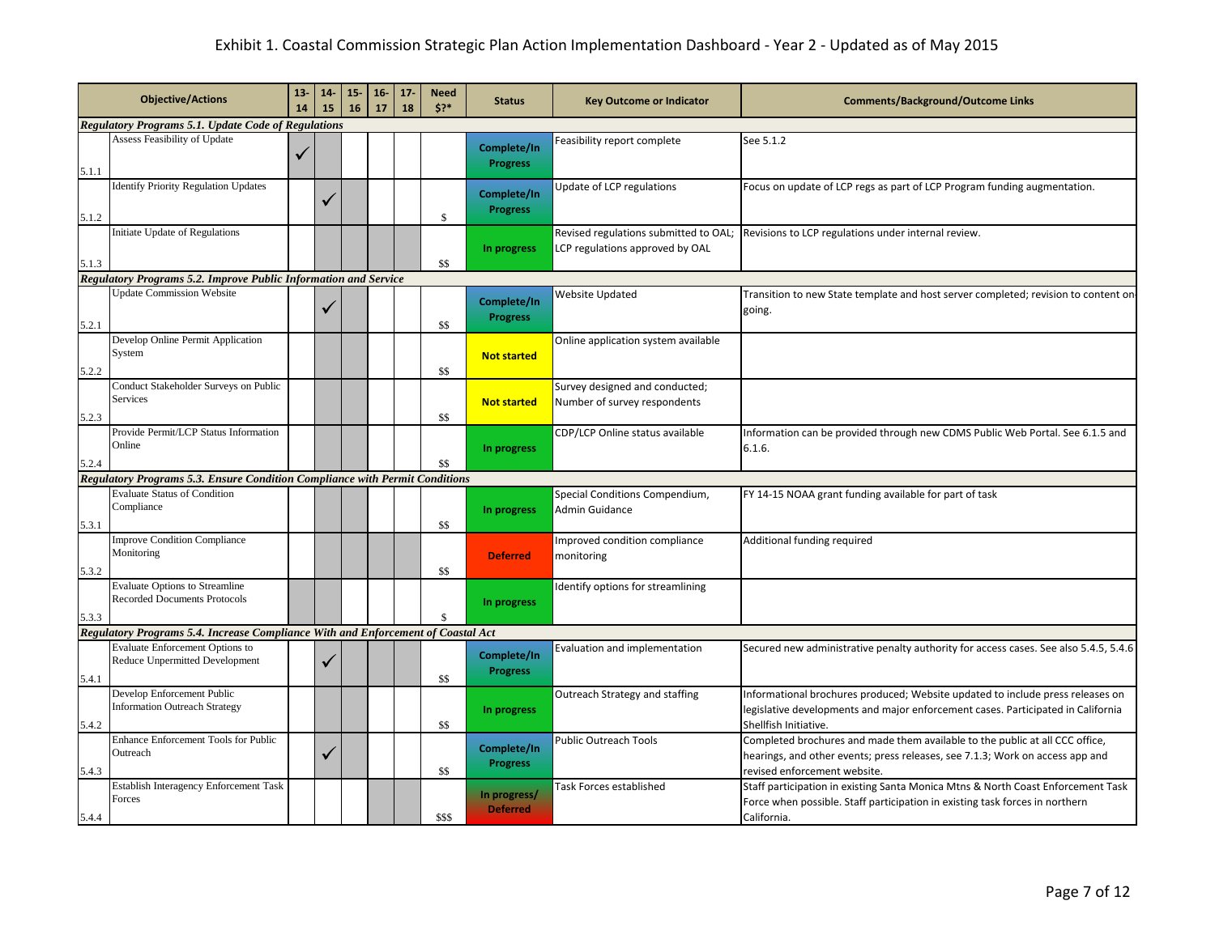# Exhibit 1. Coastal Commission Strategic Plan Action Implementation Dashboard - Year 2 - Updated as of May 2015

| | Objective/Actions | 13-14 | 14-15 | 15-16 | 16-17 | 17-18 | Need $?* | Status | Key Outcome or Indicator | Comments/Background/Outcome Links |
|---|---|---|---|---|---|---|---|---|---|---|
| ***Regulatory Programs 5.1. Update Code of Regulations*** | | | | | | | | | | |
| 5.1.1 | Assess Feasibility of Update | ✓ | | | | | | Complete/In Progress | Feasibility report complete | See 5.1.2 |
| 5.1.2 | Identify Priority Regulation Updates | | ✓ | | | | $ | Complete/In Progress | Update of LCP regulations | Focus on update of LCP regs as part of LCP Program funding augmentation. |
| 5.1.3 | Initiate Update of Regulations | | | | | | $$ | In progress | Revised regulations submitted to OAL; LCP regulations approved by OAL | Revisions to LCP regulations under internal review. |
| ***Regulatory Programs 5.2. Improve Public Information and Service*** | | | | | | | | | | |
| 5.2.1 | Update Commission Website | | ✓ | | | | $$ | Complete/In Progress | Website Updated | Transition to new State template and host server completed; revision to content on-going. |
| 5.2.2 | Develop Online Permit Application System | | | | | | $$ | Not started | Online application system available | |
| 5.2.3 | Conduct Stakeholder Surveys on Public Services | | | | | | $$ | Not started | Survey designed and conducted; Number of survey respondents | |
| 5.2.4 | Provide Permit/LCP Status Information Online | | | | | | $$ | In progress | CDP/LCP Online status available | Information can be provided through new CDMS Public Web Portal. See 6.1.5 and 6.1.6. |
| ***Regulatory Programs 5.3. Ensure Condition Compliance with Permit Conditions*** | | | | | | | | | | |
| 5.3.1 | Evaluate Status of Condition Compliance | | | | | | $$ | In progress | Special Conditions Compendium, Admin Guidance | FY 14-15 NOAA grant funding available for part of task |
| 5.3.2 | Improve Condition Compliance Monitoring | | | | | | $$ | Deferred | Improved condition compliance monitoring | Additional funding required |
| 5.3.3 | Evaluate Options to Streamline Recorded Documents Protocols | | | | | | $ | In progress | Identify options for streamlining | |
| ***Regulatory Programs 5.4. Increase Compliance With and Enforcement of Coastal Act*** | | | | | | | | | | |
| 5.4.1 | Evaluate Enforcement Options to Reduce Unpermitted Development | | ✓ | | | | $$ | Complete/In Progress | Evaluation and implementation | Secured new administrative penalty authority for access cases. See also 5.4.5, 5.4.6 |
| 5.4.2 | Develop Enforcement Public Information Outreach Strategy | | | | | | $$ | In progress | Outreach Strategy and staffing | Informational brochures produced; Website updated to include press releases on legislative developments and major enforcement cases. Participated in California Shellfish Initiative. |
| 5.4.3 | Enhance Enforcement Tools for Public Outreach | | ✓ | | | | $$ | Complete/In Progress | Public Outreach Tools | Completed brochures and made them available to the public at all CCC office, hearings, and other events; press releases, see 7.1.3; Work on access app and revised enforcement website. |
| 5.4.4 | Establish Interagency Enforcement Task Forces | | | | | | $$$ | In progress/ Deferred | Task Forces established | Staff participation in existing Santa Monica Mtns & North Coast Enforcement Task Force when possible. Staff participation in existing task forces in northern California. |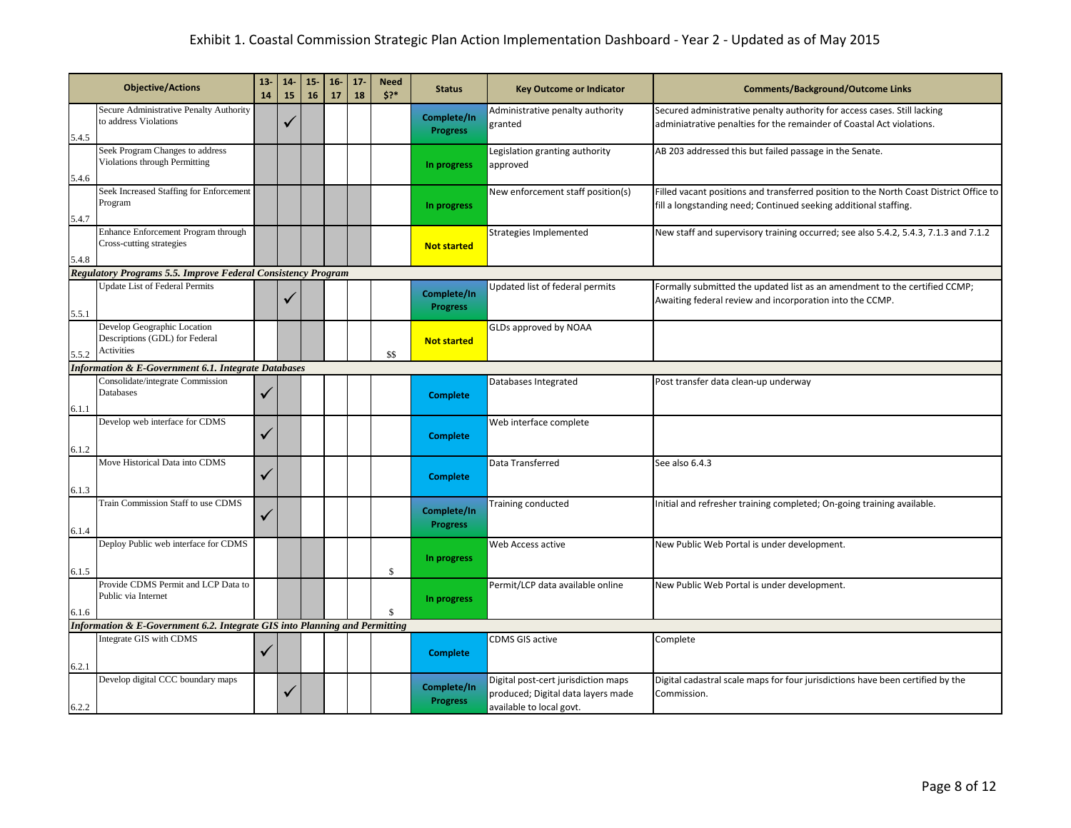# Exhibit 1. Coastal Commission Strategic Plan Action Implementation Dashboard - Year 2 - Updated as of May 2015

| | Objective/Actions | 13-14 | 14-15 | 15-16 | 16-17 | 17-18 | Need $?* | Status | Key Outcome or Indicator | Comments/Background/Outcome Links |
|---|---|---|---|---|---|---|---|---|---|---|
| 5.4.5 | Secure Administrative Penalty Authority to address Violations | | ✓ | | | | | Complete/In Progress | Administrative penalty authority granted | Secured administrative penalty authority for access cases. Still lacking adminiatrative penalties for the remainder of Coastal Act violations. |
| 5.4.6 | Seek Program Changes to address Violations through Permitting | | | | | | | In progress | Legislation granting authority approved | AB 203 addressed this but failed passage in the Senate. |
| 5.4.7 | Seek Increased Staffing for Enforcement Program | | | | | | | In progress | New enforcement staff position(s) | Filled vacant positions and transferred position to the North Coast District Office to fill a longstanding need; Continued seeking additional staffing. |
| 5.4.8 | Enhance Enforcement Program through Cross-cutting strategies | | | | | | | Not started | Strategies Implemented | New staff and supervisory training occurred; see also 5.4.2, 5.4.3, 7.1.3 and 7.1.2 |
| ***Regulatory Programs 5.5. Improve Federal Consistency Program*** | | | | | | | | | | |
| 5.5.1 | Update List of Federal Permits | | ✓ | | | | | Complete/In Progress | Updated list of federal permits | Formally submitted the updated list as an amendment to the certified CCMP; Awaiting federal review and incorporation into the CCMP. |
| 5.5.2 | Develop Geographic Location Descriptions (GDL) for Federal Activities | | | | | | $$ | Not started | GLDs approved by NOAA | |
| ***Information & E-Government 6.1. Integrate Databases*** | | | | | | | | | | |
| 6.1.1 | Consolidate/integrate Commission Databases | ✓ | | | | | | Complete | Databases Integrated | Post transfer data clean-up underway |
| 6.1.2 | Develop web interface for CDMS | ✓ | | | | | | Complete | Web interface complete | |
| 6.1.3 | Move Historical Data into CDMS | ✓ | | | | | | Complete | Data Transferred | See also 6.4.3 |
| 6.1.4 | Train Commission Staff to use CDMS | ✓ | | | | | | Complete/In Progress | Training conducted | Initial and refresher training completed; On-going training available. |
| 6.1.5 | Deploy Public web interface for CDMS | | | | | | $ | In progress | Web Access active | New Public Web Portal is under development. |
| 6.1.6 | Provide CDMS Permit and LCP Data to Public via Internet | | | | | | $ | In progress | Permit/LCP data available online | New Public Web Portal is under development. |
| ***Information & E-Government 6.2. Integrate GIS into Planning and Permitting*** | | | | | | | | | | |
| 6.2.1 | Integrate GIS with CDMS | ✓ | | | | | | Complete | CDMS GIS active | Complete |
| 6.2.2 | Develop digital CCC boundary maps | | ✓ | | | | | Complete/In Progress | Digital post-cert jurisdiction maps produced; Digital data layers made available to local govt. | Digital cadastral scale maps for four jurisdictions have been certified by the Commission. |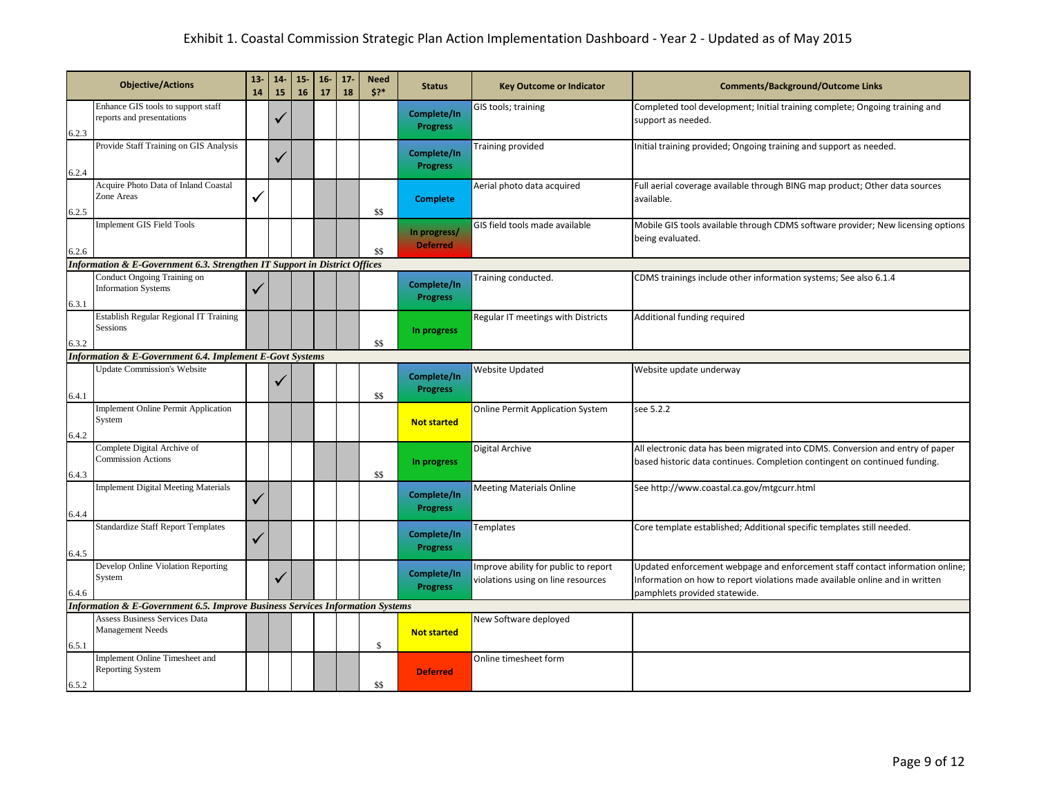# Exhibit 1. Coastal Commission Strategic Plan Action Implementation Dashboard - Year 2 - Updated as of May 2015

| | Objective/Actions | 13-14 | 14-15 | 15-16 | 16-17 | 17-18 | Need $?* | Status | Key Outcome or Indicator | Comments/Background/Outcome Links |
|---|---|---|---|---|---|---|---|---|---|---|
| 6.2.3 | Enhance GIS tools to support staff reports and presentations | | ✓ | | | | | Complete/In Progress | GIS tools; training | Completed tool development; Initial training complete; Ongoing training and support as needed. |
| 6.2.4 | Provide Staff Training on GIS Analysis | | ✓ | | | | | Complete/In Progress | Training provided | Initial training provided; Ongoing training and support as needed. |
| 6.2.5 | Acquire Photo Data of Inland Coastal Zone Areas | ✓ | | | | | $$ | Complete | Aerial photo data acquired | Full aerial coverage available through BING map product; Other data sources available. |
| 6.2.6 | Implement GIS Field Tools | | | | | | $$ | In progress/ Deferred | GIS field tools made available | Mobile GIS tools available through CDMS software provider; New licensing options being evaluated. |
| ***Information & E-Government 6.3. Strengthen IT Support in District Offices*** | | | | | | | | | | |
| 6.3.1 | Conduct Ongoing Training on Information Systems | ✓ | | | | | | Complete/In Progress | Training conducted. | CDMS trainings include other information systems; See also 6.1.4 |
| 6.3.2 | Establish Regular Regional IT Training Sessions | | | | | | $$ | In progress | Regular IT meetings with Districts | Additional funding required |
| ***Information & E-Government 6.4. Implement E-Govt Systems*** | | | | | | | | | | |
| 6.4.1 | Update Commission's Website | | ✓ | | | | $$ | Complete/In Progress | Website Updated | Website update underway |
| 6.4.2 | Implement Online Permit Application System | | | | | | | Not started | Online Permit Application System | see 5.2.2 |
| 6.4.3 | Complete Digital Archive of Commission Actions | | | | | | $$ | In progress | Digital Archive | All electronic data has been migrated into CDMS. Conversion and entry of paper based historic data continues. Completion contingent on continued funding. |
| 6.4.4 | Implement Digital Meeting Materials | ✓ | | | | | | Complete/In Progress | Meeting Materials Online | See http://www.coastal.ca.gov/mtgcurr.html |
| 6.4.5 | Standardize Staff Report Templates | ✓ | | | | | | Complete/In Progress | Templates | Core template established; Additional specific templates still needed. |
| 6.4.6 | Develop Online Violation Reporting System | | ✓ | | | | | Complete/In Progress | Improve ability for public to report violations using on line resources | Updated enforcement webpage and enforcement staff contact information online; Information on how to report violations made available online and in written pamphlets provided statewide. |
| ***Information & E-Government 6.5. Improve Business Services Information Systems*** | | | | | | | | | | |
| 6.5.1 | Assess Business Services Data Management Needs | | | | | | $ | Not started | New Software deployed | |
| 6.5.2 | Implement Online Timesheet and Reporting System | | | | | | $$ | Deferred | Online timesheet form | |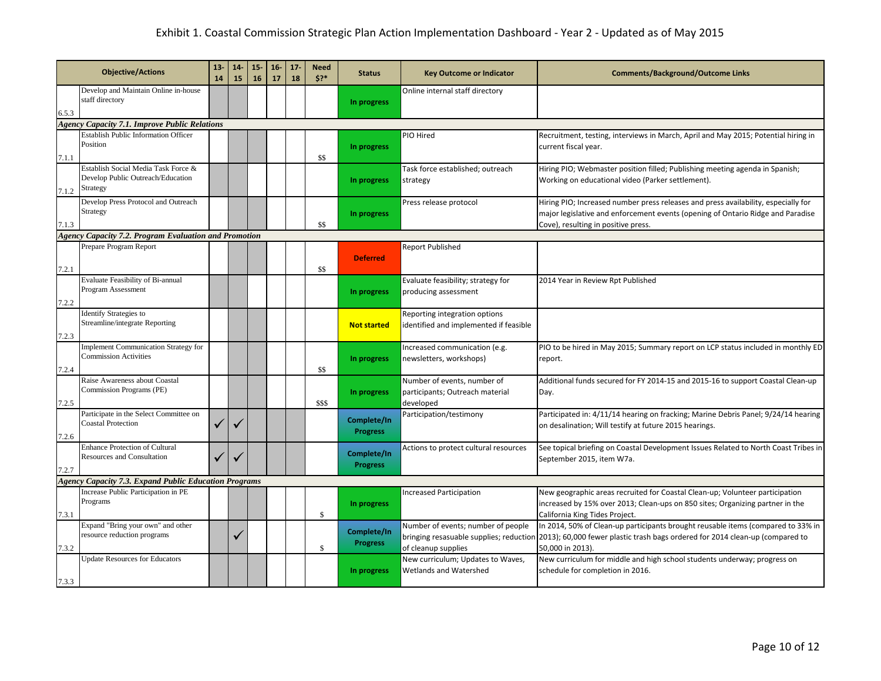# Exhibit 1. Coastal Commission Strategic Plan Action Implementation Dashboard - Year 2 - Updated as of May 2015

| | Objective/Actions | 13-14 | 14-15 | 15-16 | 16-17 | 17-18 | Need $?* | Status | Key Outcome or Indicator | Comments/Background/Outcome Links |
|---|---|---|---|---|---|---|---|---|---|---|
| 6.5.3 | Develop and Maintain Online in-house staff directory | | | | | | | In progress | Online internal staff directory | |
| ***Agency Capacity 7.1. Improve Public Relations*** | | | | | | | | | | |
| 7.1.1 | Establish Public Information Officer Position | | | | | | $$ | In progress | PIO Hired | Recruitment, testing, interviews in March, April and May 2015; Potential hiring in current fiscal year. |
| 7.1.2 | Establish Social Media Task Force & Develop Public Outreach/Education Strategy | | | | | | | In progress | Task force established; outreach strategy | Hiring PIO; Webmaster position filled; Publishing meeting agenda in Spanish; Working on educational video (Parker settlement). |
| 7.1.3 | Develop Press Protocol and Outreach Strategy | | | | | | $$ | In progress | Press release protocol | Hiring PIO; Increased number press releases and press availability, especially for major legislative and enforcement events (opening of Ontario Ridge and Paradise Cove), resulting in positive press. |
| ***Agency Capacity 7.2. Program Evaluation and Promotion*** | | | | | | | | | | |
| 7.2.1 | Prepare Program Report | | | | | | $$ | Deferred | Report Published | |
| 7.2.2 | Evaluate Feasibility of Bi-annual Program Assessment | | | | | | | In progress | Evaluate feasibility; strategy for producing assessment | 2014 Year in Review Rpt Published |
| 7.2.3 | Identify Strategies to Streamline/integrate Reporting | | | | | | | Not started | Reporting integration options identified and implemented if feasible | |
| 7.2.4 | Implement Communication Strategy for Commission Activities | | | | | | $$ | In progress | Increased communication (e.g. newsletters, workshops) | PIO to be hired in May 2015; Summary report on LCP status included in monthly ED report. |
| 7.2.5 | Raise Awareness about Coastal Commission Programs (PE) | | | | | | $$$ | In progress | Number of events, number of participants; Outreach material developed | Additional funds secured for FY 2014-15 and 2015-16 to support Coastal Clean-up Day. |
| 7.2.6 | Participate in the Select Committee on Coastal Protection | ✓ | ✓ | | | | | Complete/In Progress | Participation/testimony | Participated in: 4/11/14 hearing on fracking; Marine Debris Panel; 9/24/14 hearing on desalination; Will testify at future 2015 hearings. |
| 7.2.7 | Enhance Protection of Cultural Resources and Consultation | ✓ | ✓ | | | | | Complete/In Progress | Actions to protect cultural resources | See topical briefing on Coastal Development Issues Related to North Coast Tribes in September 2015, item W7a. |
| ***Agency Capacity 7.3. Expand Public Education Programs*** | | | | | | | | | | |
| 7.3.1 | Increase Public Participation in PE Programs | | | | | | $ | In progress | Increased Participation | New geographic areas recruited for Coastal Clean-up; Volunteer participation increased by 15% over 2013; Clean-ups on 850 sites; Organizing partner in the California King Tides Project. |
| 7.3.2 | Expand "Bring your own" and other resource reduction programs | | ✓ | | | | $ | Complete/In Progress | Number of events; number of people bringing resasuable supplies; reduction of cleanup supplies | In 2014, 50% of Clean-up participants brought reusable items (compared to 33% in 2013); 60,000 fewer plastic trash bags ordered for 2014 clean-up (compared to 50,000 in 2013). |
| 7.3.3 | Update Resources for Educators | | | | | | | In progress | New curriculum; Updates to Waves, Wetlands and Watershed | New curriculum for middle and high school students underway; progress on schedule for completion in 2016. |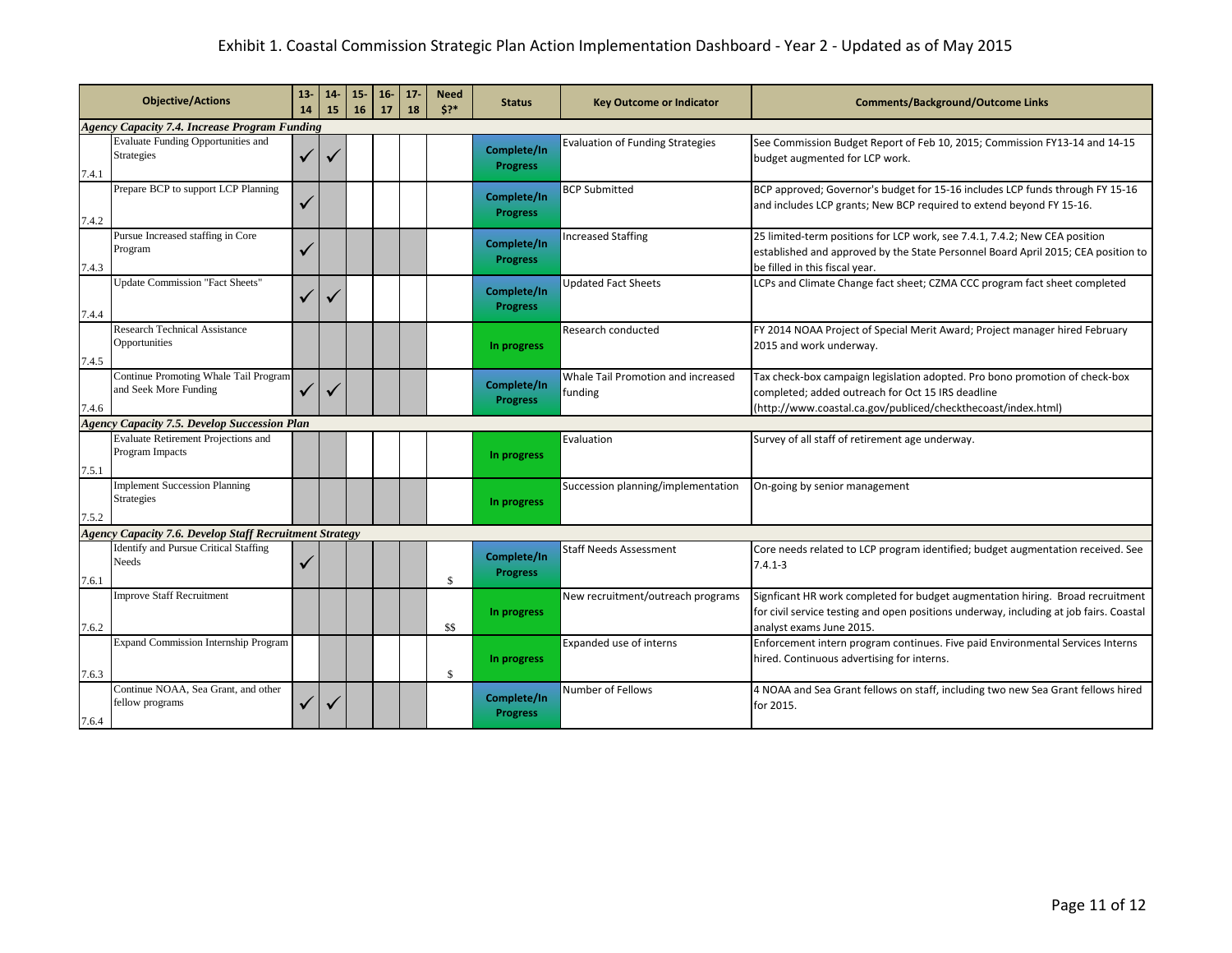# Exhibit 1. Coastal Commission Strategic Plan Action Implementation Dashboard - Year 2 - Updated as of May 2015

| | Objective/Actions | 13-14 | 14-15 | 15-16 | 16-17 | 17-18 | Need $?* | Status | Key Outcome or Indicator | Comments/Background/Outcome Links |
|---|---|---|---|---|---|---|---|---|---|---|
| ***Agency Capacity 7.4. Increase Program Funding*** | | | | | | | | | | |
| 7.4.1 | Evaluate Funding Opportunities and Strategies | ✓ | ✓ | | | | | Complete/In Progress | Evaluation of Funding Strategies | See Commission Budget Report of Feb 10, 2015; Commission FY13-14 and 14-15 budget augmented for LCP work. |
| 7.4.2 | Prepare BCP to support LCP Planning | ✓ | | | | | | Complete/In Progress | BCP Submitted | BCP approved; Governor's budget for 15-16 includes LCP funds through FY 15-16 and includes LCP grants; New BCP required to extend beyond FY 15-16. |
| 7.4.3 | Pursue Increased staffing in Core Program | ✓ | | | | | | Complete/In Progress | Increased Staffing | 25 limited-term positions for LCP work, see 7.4.1, 7.4.2; New CEA position established and approved by the State Personnel Board April 2015; CEA position to be filled in this fiscal year. |
| 7.4.4 | Update Commission "Fact Sheets" | ✓ | ✓ | | | | | Complete/In Progress | Updated Fact Sheets | LCPs and Climate Change fact sheet; CZMA CCC program fact sheet completed |
| 7.4.5 | Research Technical Assistance Opportunities | | | | | | | In progress | Research conducted | FY 2014 NOAA Project of Special Merit Award; Project manager hired February 2015 and work underway. |
| 7.4.6 | Continue Promoting Whale Tail Program and Seek More Funding | ✓ | ✓ | | | | | Complete/In Progress | Whale Tail Promotion and increased funding | Tax check-box campaign legislation adopted. Pro bono promotion of check-box completed; added outreach for Oct 15 IRS deadline (http://www.coastal.ca.gov/publiced/checkthecoast/index.html) |
| ***Agency Capacity 7.5. Develop Succession Plan*** | | | | | | | | | | |
| 7.5.1 | Evaluate Retirement Projections and Program Impacts | | | | | | | In progress | Evaluation | Survey of all staff of retirement age underway. |
| 7.5.2 | Implement Succession Planning Strategies | | | | | | | In progress | Succession planning/implementation | On-going by senior management |
| ***Agency Capacity 7.6. Develop Staff Recruitment Strategy*** | | | | | | | | | | |
| 7.6.1 | Identify and Pursue Critical Staffing Needs | ✓ | | | | | $ | Complete/In Progress | Staff Needs Assessment | Core needs related to LCP program identified; budget augmentation received. See 7.4.1-3 |
| 7.6.2 | Improve Staff Recruitment | | | | | | $$ | In progress | New recruitment/outreach programs | Signficant HR work completed for budget augmentation hiring. Broad recruitment for civil service testing and open positions underway, including at job fairs. Coastal analyst exams June 2015. |
| 7.6.3 | Expand Commission Internship Program | | | | | | $ | In progress | Expanded use of interns | Enforcement intern program continues. Five paid Environmental Services Interns hired. Continuous advertising for interns. |
| 7.6.4 | Continue NOAA, Sea Grant, and other fellow programs | ✓ | ✓ | | | | | Complete/In Progress | Number of Fellows | 4 NOAA and Sea Grant fellows on staff, including two new Sea Grant fellows hired for 2015. |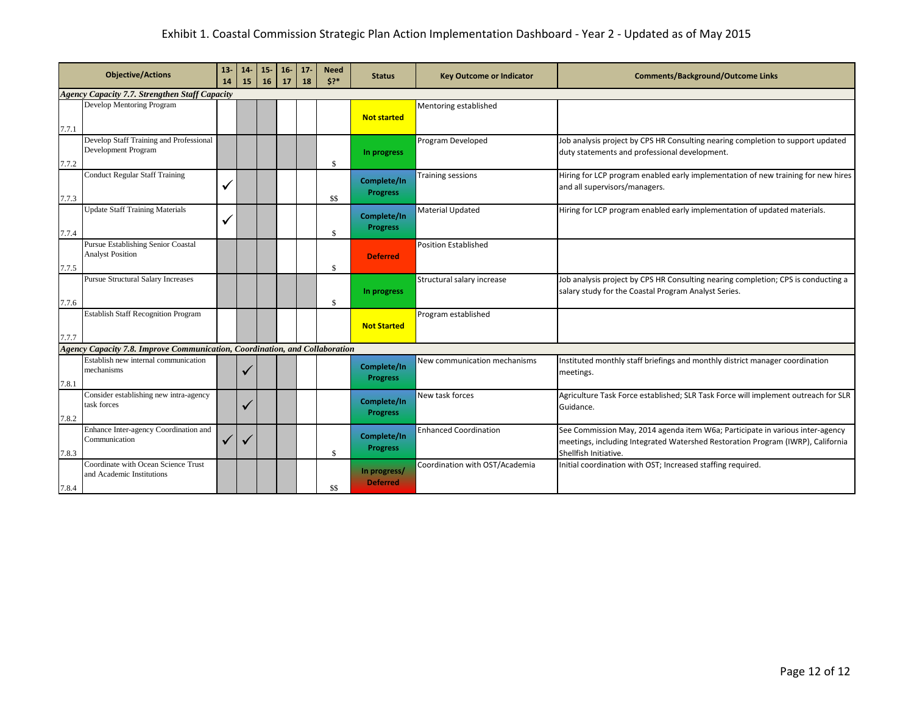# Exhibit 1. Coastal Commission Strategic Plan Action Implementation Dashboard - Year 2 - Updated as of May 2015

| | Objective/Actions | 13-14 | 14-15 | 15-16 | 16-17 | 17-18 | Need $?* | Status | Key Outcome or Indicator | Comments/Background/Outcome Links |
|---|---|---|---|---|---|---|---|---|---|---|
| ***Agency Capacity 7.7. Strengthen Staff Capacity*** | | | | | | | | | | |
| 7.7.1 | Develop Mentoring Program | | | | | | | **Not started** | Mentoring established | |
| 7.7.2 | Develop Staff Training and Professional Development Program | | | | | | $ | **In progress** | Program Developed | Job analysis project by CPS HR Consulting nearing completion to support updated duty statements and professional development. |
| 7.7.3 | Conduct Regular Staff Training | ✓ | | | | | $$ | **Complete/In Progress** | Training sessions | Hiring for LCP program enabled early implementation of new training for new hires and all supervisors/managers. |
| 7.7.4 | Update Staff Training Materials | ✓ | | | | | $ | **Complete/In Progress** | Material Updated | Hiring for LCP program enabled early implementation of updated materials. |
| 7.7.5 | Pursue Establishing Senior Coastal Analyst Position | | | | | | $ | **Deferred** | Position Established | |
| 7.7.6 | Pursue Structural Salary Increases | | | | | | $ | **In progress** | Structural salary increase | Job analysis project by CPS HR Consulting nearing completion; CPS is conducting a salary study for the Coastal Program Analyst Series. |
| 7.7.7 | Establish Staff Recognition Program | | | | | | | **Not Started** | Program established | |
| ***Agency Capacity 7.8. Improve Communication, Coordination, and Collaboration*** | | | | | | | | | | |
| 7.8.1 | Establish new internal communication mechanisms | | ✓ | | | | | **Complete/In Progress** | New communication mechanisms | Instituted monthly staff briefings and monthly district manager coordination meetings. |
| 7.8.2 | Consider establishing new intra-agency task forces | | ✓ | | | | | **Complete/In Progress** | New task forces | Agriculture Task Force established; SLR Task Force will implement outreach for SLR Guidance. |
| 7.8.3 | Enhance Inter-agency Coordination and Communication | ✓ | ✓ | | | | $ | **Complete/In Progress** | Enhanced Coordination | See Commission May, 2014 agenda item W6a; Participate in various inter-agency meetings, including Integrated Watershed Restoration Program (IWRP), California Shellfish Initiative. |
| 7.8.4 | Coordinate with Ocean Science Trust and Academic Institutions | | | | | | $$ | **In progress/ Deferred** | Coordination with OST/Academia | Initial coordination with OST; Increased staffing required. |